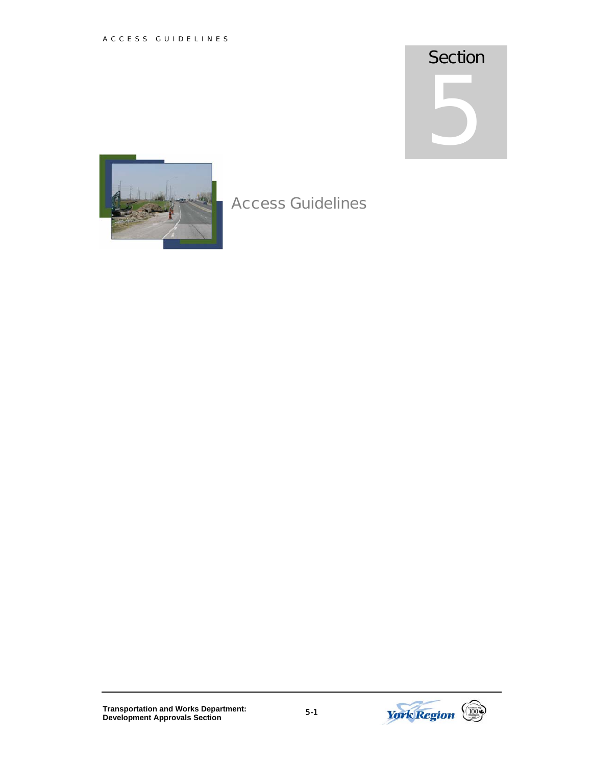# Section 5

## Access Guidelines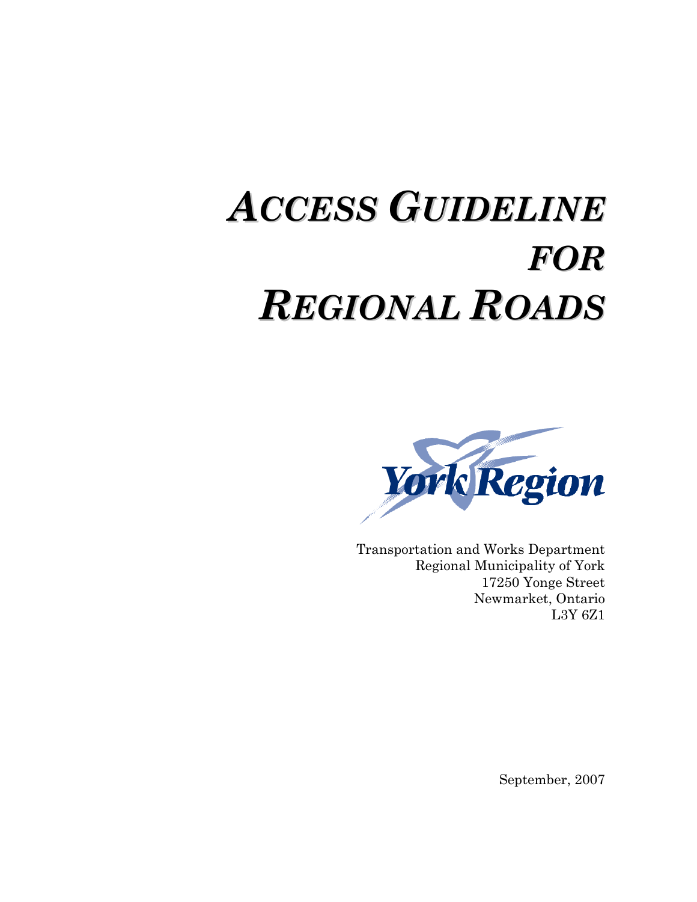# *ACCESS GUIDELINE FOR REGIONAL ROADS*

York Region

Transportation and Works Department
Regional Municipality of York
17250 Yonge Street
Newmarket, Ontario
L3Y 6Z1

September, 2007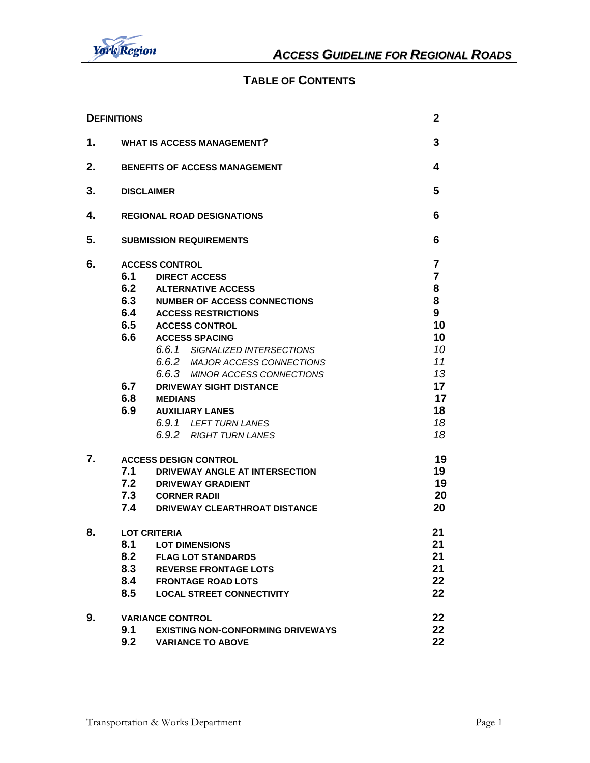# TABLE OF CONTENTS

| | | |
|---|---|---|
| **DEFINITIONS** | | **2** |
| **1.** | **WHAT IS ACCESS MANAGEMENT?** | **3** |
| **2.** | **BENEFITS OF ACCESS MANAGEMENT** | **4** |
| **3.** | **DISCLAIMER** | **5** |
| **4.** | **REGIONAL ROAD DESIGNATIONS** | **6** |
| **5.** | **SUBMISSION REQUIREMENTS** | **6** |
| **6.** | **ACCESS CONTROL** | **7** |
| | **6.1 DIRECT ACCESS** | **7** |
| | **6.2 ALTERNATIVE ACCESS** | **8** |
| | **6.3 NUMBER OF ACCESS CONNECTIONS** | **8** |
| | **6.4 ACCESS RESTRICTIONS** | **9** |
| | **6.5 ACCESS CONTROL** | **10** |
| | **6.6 ACCESS SPACING** | **10** |
| | *6.6.1 SIGNALIZED INTERSECTIONS* | *10* |
| | *6.6.2 MAJOR ACCESS CONNECTIONS* | *11* |
| | *6.6.3 MINOR ACCESS CONNECTIONS* | *13* |
| | **6.7 DRIVEWAY SIGHT DISTANCE** | **17** |
| | **6.8 MEDIANS** | **17** |
| | **6.9 AUXILIARY LANES** | **18** |
| | *6.9.1 LEFT TURN LANES* | *18* |
| | *6.9.2 RIGHT TURN LANES* | *18* |
| **7.** | **ACCESS DESIGN CONTROL** | **19** |
| | **7.1 DRIVEWAY ANGLE AT INTERSECTION** | **19** |
| | **7.2 DRIVEWAY GRADIENT** | **19** |
| | **7.3 CORNER RADII** | **20** |
| | **7.4 DRIVEWAY CLEARTHROAT DISTANCE** | **20** |
| **8.** | **LOT CRITERIA** | **21** |
| | **8.1 LOT DIMENSIONS** | **21** |
| | **8.2 FLAG LOT STANDARDS** | **21** |
| | **8.3 REVERSE FRONTAGE LOTS** | **21** |
| | **8.4 FRONTAGE ROAD LOTS** | **22** |
| | **8.5 LOCAL STREET CONNECTIVITY** | **22** |
| **9.** | **VARIANCE CONTROL** | **22** |
| | **9.1 EXISTING NON-CONFORMING DRIVEWAYS** | **22** |
| | **9.2 VARIANCE TO ABOVE** | **22** |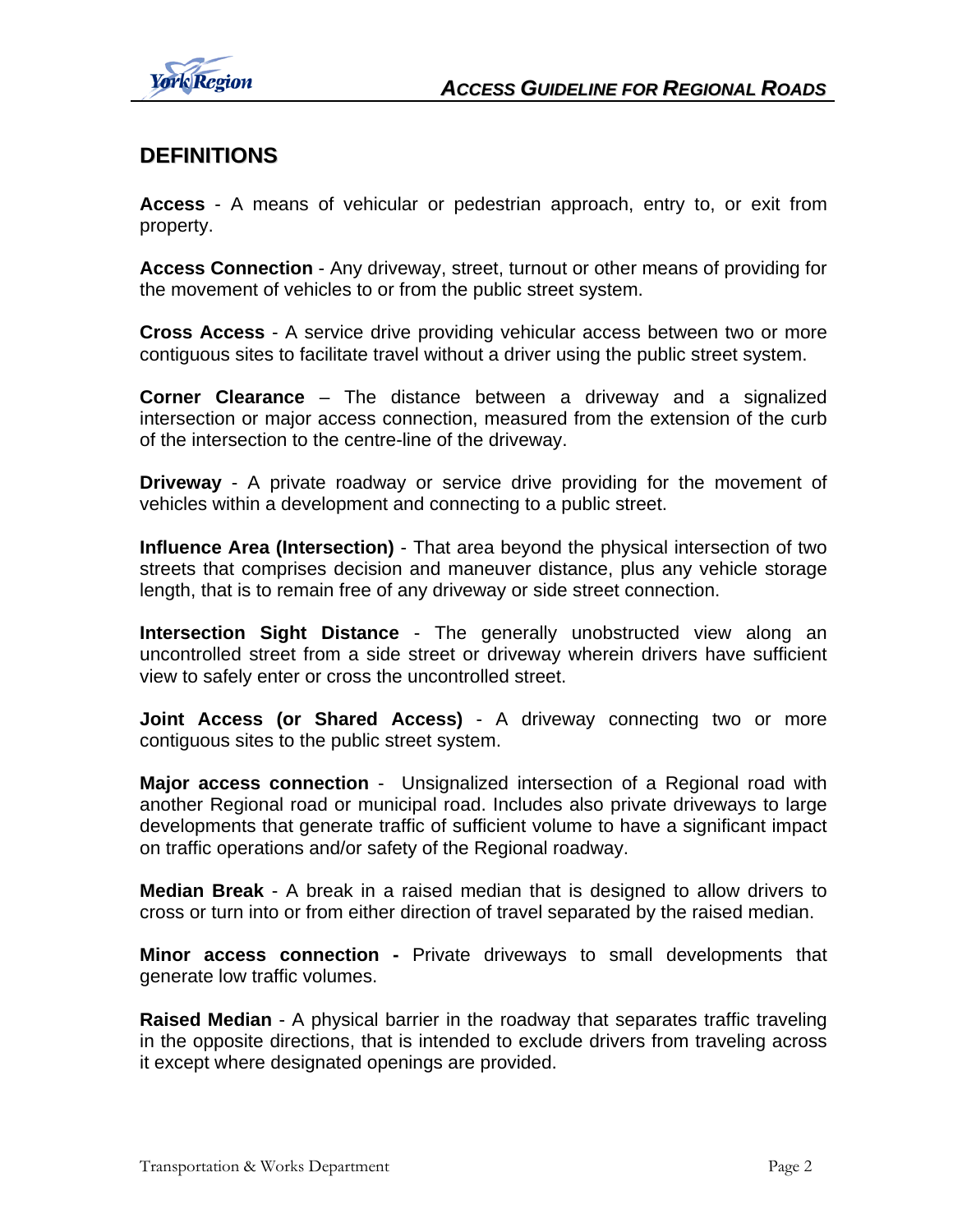## DEFINITIONS

**Access** - A means of vehicular or pedestrian approach, entry to, or exit from property.

**Access Connection** - Any driveway, street, turnout or other means of providing for the movement of vehicles to or from the public street system.

**Cross Access** - A service drive providing vehicular access between two or more contiguous sites to facilitate travel without a driver using the public street system.

**Corner Clearance** – The distance between a driveway and a signalized intersection or major access connection, measured from the extension of the curb of the intersection to the centre-line of the driveway.

**Driveway** - A private roadway or service drive providing for the movement of vehicles within a development and connecting to a public street.

**Influence Area (Intersection)** - That area beyond the physical intersection of two streets that comprises decision and maneuver distance, plus any vehicle storage length, that is to remain free of any driveway or side street connection.

**Intersection Sight Distance** - The generally unobstructed view along an uncontrolled street from a side street or driveway wherein drivers have sufficient view to safely enter or cross the uncontrolled street.

**Joint Access (or Shared Access)** - A driveway connecting two or more contiguous sites to the public street system.

**Major access connection** - Unsignalized intersection of a Regional road with another Regional road or municipal road. Includes also private driveways to large developments that generate traffic of sufficient volume to have a significant impact on traffic operations and/or safety of the Regional roadway.

**Median Break** - A break in a raised median that is designed to allow drivers to cross or turn into or from either direction of travel separated by the raised median.

**Minor access connection -** Private driveways to small developments that generate low traffic volumes.

**Raised Median** - A physical barrier in the roadway that separates traffic traveling in the opposite directions, that is intended to exclude drivers from traveling across it except where designated openings are provided.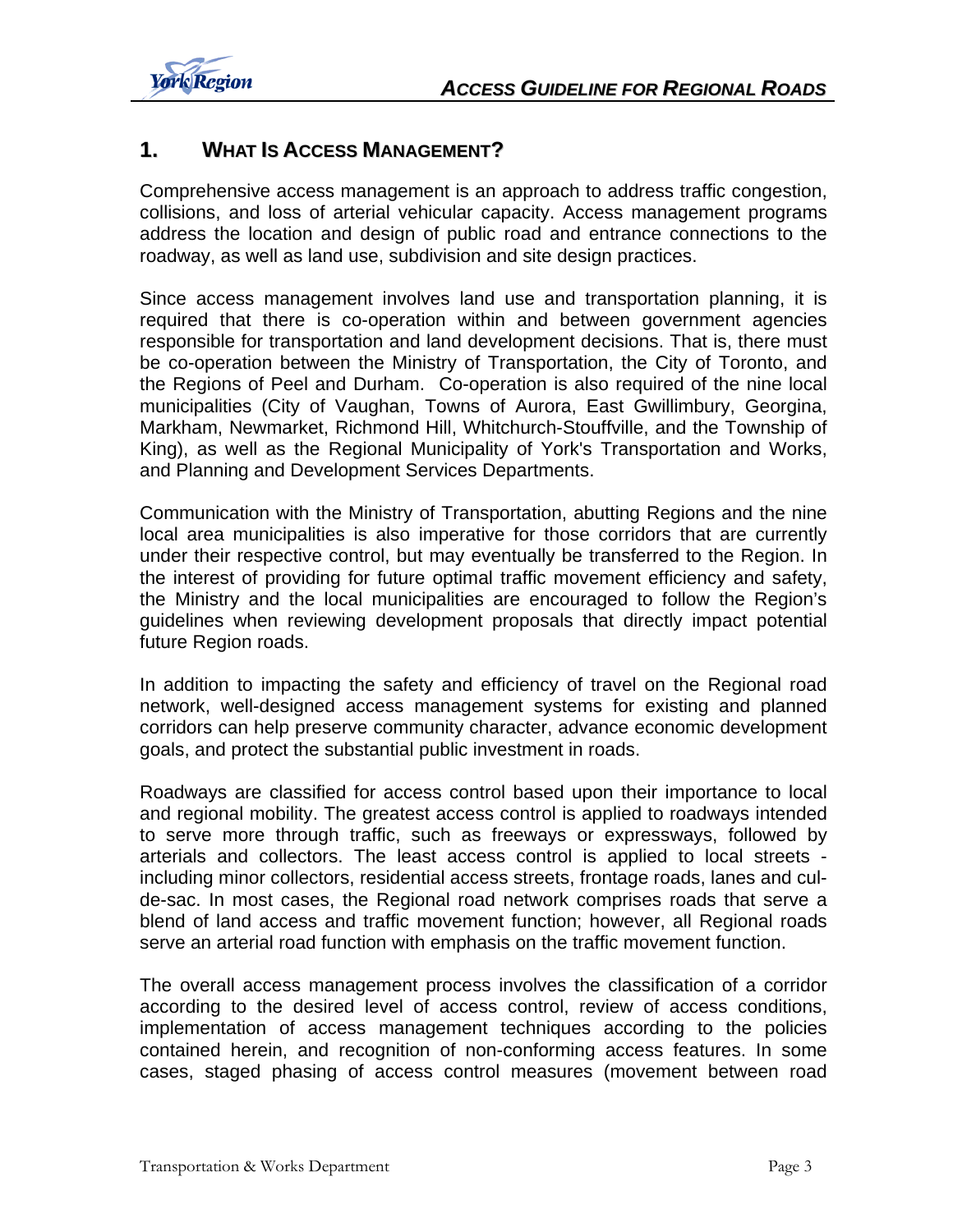## 1. WHAT IS ACCESS MANAGEMENT?

Comprehensive access management is an approach to address traffic congestion, collisions, and loss of arterial vehicular capacity. Access management programs address the location and design of public road and entrance connections to the roadway, as well as land use, subdivision and site design practices.

Since access management involves land use and transportation planning, it is required that there is co-operation within and between government agencies responsible for transportation and land development decisions. That is, there must be co-operation between the Ministry of Transportation, the City of Toronto, and the Regions of Peel and Durham. Co-operation is also required of the nine local municipalities (City of Vaughan, Towns of Aurora, East Gwillimbury, Georgina, Markham, Newmarket, Richmond Hill, Whitchurch-Stouffville, and the Township of King), as well as the Regional Municipality of York's Transportation and Works, and Planning and Development Services Departments.

Communication with the Ministry of Transportation, abutting Regions and the nine local area municipalities is also imperative for those corridors that are currently under their respective control, but may eventually be transferred to the Region. In the interest of providing for future optimal traffic movement efficiency and safety, the Ministry and the local municipalities are encouraged to follow the Region's guidelines when reviewing development proposals that directly impact potential future Region roads.

In addition to impacting the safety and efficiency of travel on the Regional road network, well-designed access management systems for existing and planned corridors can help preserve community character, advance economic development goals, and protect the substantial public investment in roads.

Roadways are classified for access control based upon their importance to local and regional mobility. The greatest access control is applied to roadways intended to serve more through traffic, such as freeways or expressways, followed by arterials and collectors. The least access control is applied to local streets - including minor collectors, residential access streets, frontage roads, lanes and cul-de-sac. In most cases, the Regional road network comprises roads that serve a blend of land access and traffic movement function; however, all Regional roads serve an arterial road function with emphasis on the traffic movement function.

The overall access management process involves the classification of a corridor according to the desired level of access control, review of access conditions, implementation of access management techniques according to the policies contained herein, and recognition of non-conforming access features. In some cases, staged phasing of access control measures (movement between road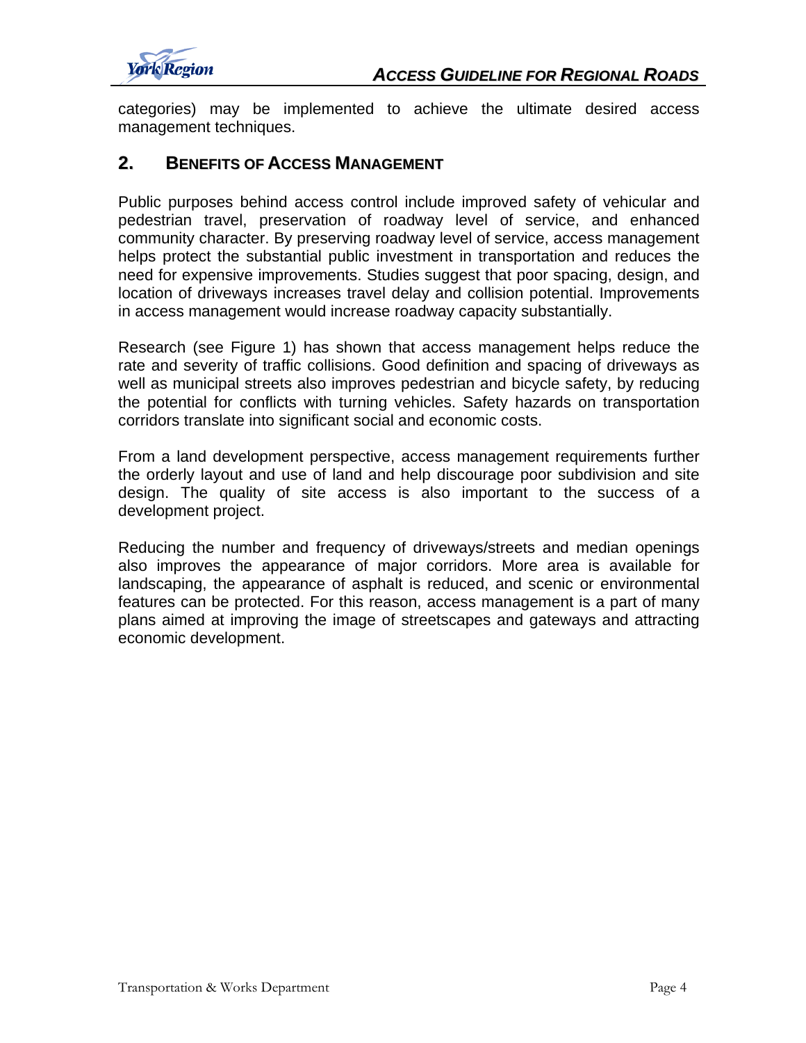categories) may be implemented to achieve the ultimate desired access management techniques.

## 2. BENEFITS OF ACCESS MANAGEMENT

Public purposes behind access control include improved safety of vehicular and pedestrian travel, preservation of roadway level of service, and enhanced community character. By preserving roadway level of service, access management helps protect the substantial public investment in transportation and reduces the need for expensive improvements. Studies suggest that poor spacing, design, and location of driveways increases travel delay and collision potential. Improvements in access management would increase roadway capacity substantially.

Research (see Figure 1) has shown that access management helps reduce the rate and severity of traffic collisions. Good definition and spacing of driveways as well as municipal streets also improves pedestrian and bicycle safety, by reducing the potential for conflicts with turning vehicles. Safety hazards on transportation corridors translate into significant social and economic costs.

From a land development perspective, access management requirements further the orderly layout and use of land and help discourage poor subdivision and site design. The quality of site access is also important to the success of a development project.

Reducing the number and frequency of driveways/streets and median openings also improves the appearance of major corridors. More area is available for landscaping, the appearance of asphalt is reduced, and scenic or environmental features can be protected. For this reason, access management is a part of many plans aimed at improving the image of streetscapes and gateways and attracting economic development.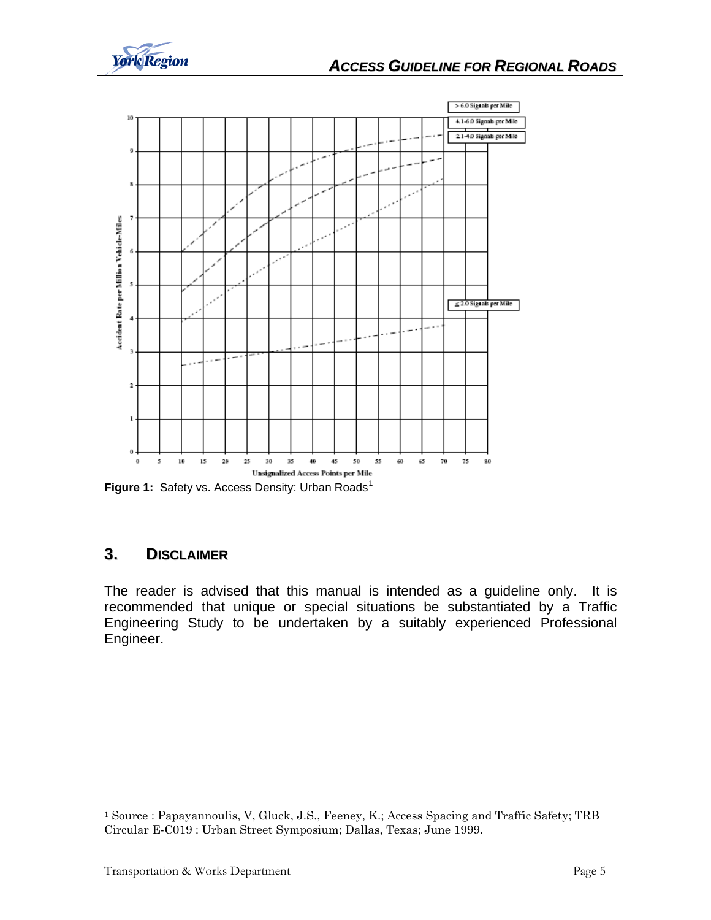Figure 1: Safety vs. Access Density: Urban Roads[1]

## 3. DISCLAIMER

The reader is advised that this manual is intended as a guideline only. It is recommended that unique or special situations be substantiated by a Traffic Engineering Study to be undertaken by a suitably experienced Professional Engineer.

---

[1] Source : Papayannoulis, V, Gluck, J.S., Feeney, K.; Access Spacing and Traffic Safety; TRB Circular E-C019 : Urban Street Symposium; Dallas, Texas; June 1999.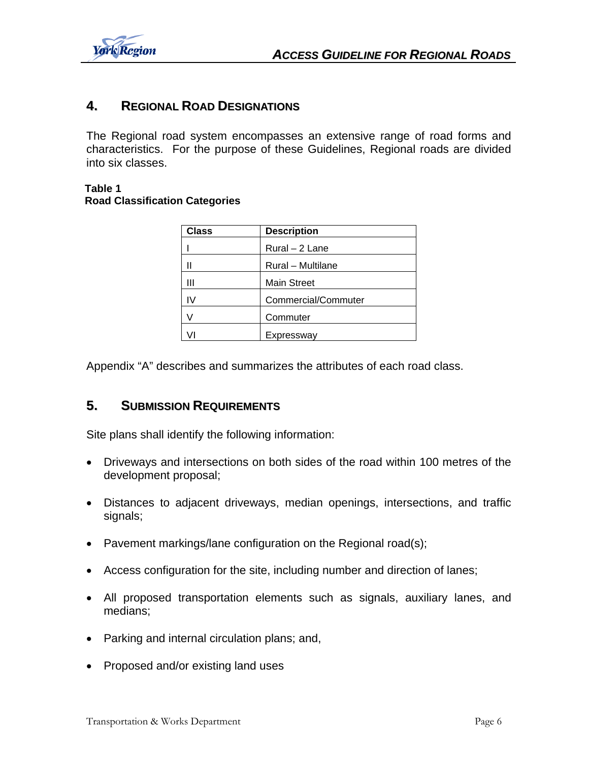## 4. Regional Road Designations

The Regional road system encompasses an extensive range of road forms and characteristics. For the purpose of these Guidelines, Regional roads are divided into six classes.

**Table 1**
**Road Classification Categories**

| Class | Description |
|---|---|
| I | Rural – 2 Lane |
| II | Rural – Multilane |
| III | Main Street |
| IV | Commercial/Commuter |
| V | Commuter |
| VI | Expressway |

Appendix "A" describes and summarizes the attributes of each road class.

## 5. Submission Requirements

Site plans shall identify the following information:

- Driveways and intersections on both sides of the road within 100 metres of the development proposal;
- Distances to adjacent driveways, median openings, intersections, and traffic signals;
- Pavement markings/lane configuration on the Regional road(s);
- Access configuration for the site, including number and direction of lanes;
- All proposed transportation elements such as signals, auxiliary lanes, and medians;
- Parking and internal circulation plans; and,
- Proposed and/or existing land uses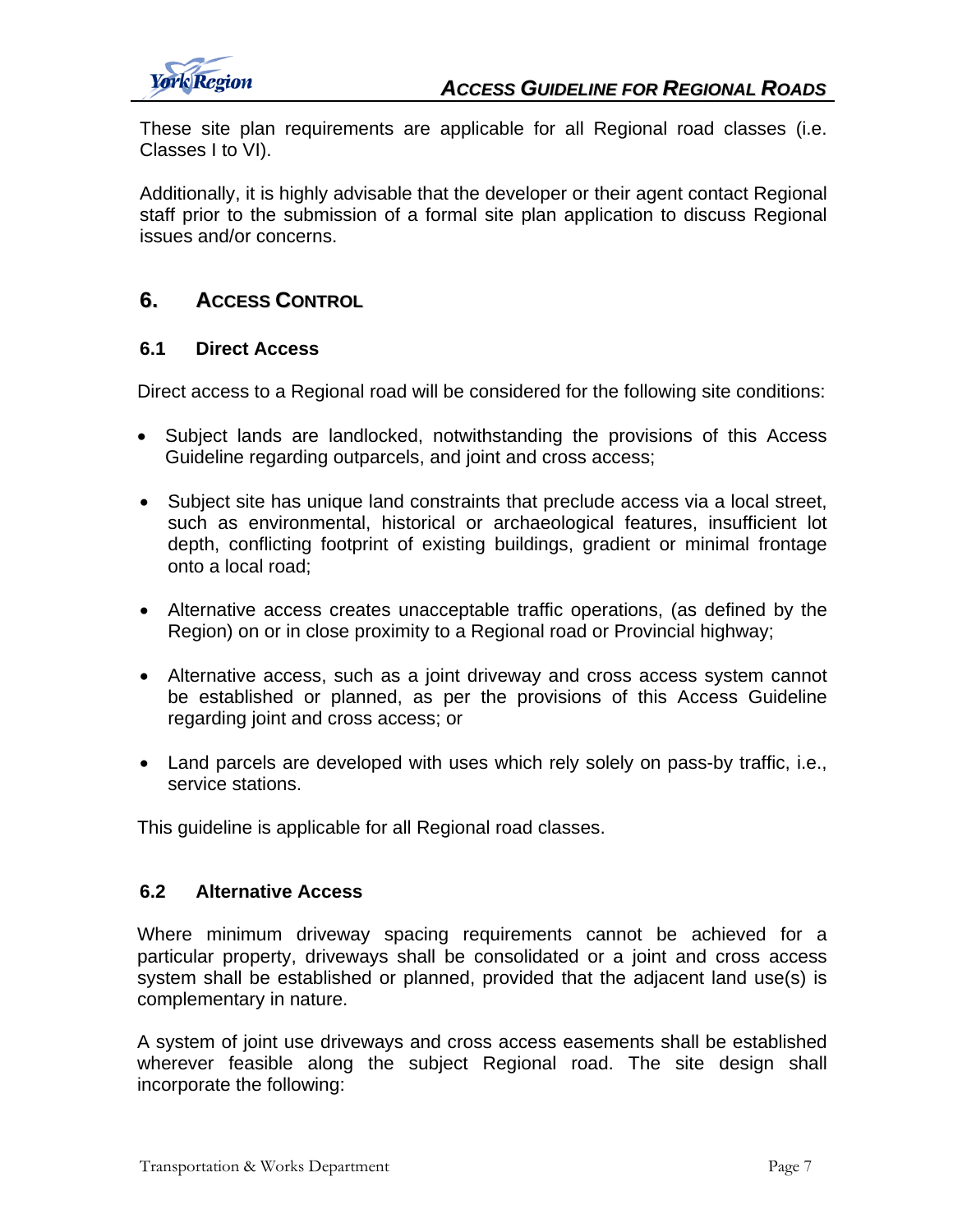These site plan requirements are applicable for all Regional road classes (i.e. Classes I to VI).

Additionally, it is highly advisable that the developer or their agent contact Regional staff prior to the submission of a formal site plan application to discuss Regional issues and/or concerns.

## 6. ACCESS CONTROL

### 6.1 Direct Access

Direct access to a Regional road will be considered for the following site conditions:

- Subject lands are landlocked, notwithstanding the provisions of this Access Guideline regarding outparcels, and joint and cross access;
- Subject site has unique land constraints that preclude access via a local street, such as environmental, historical or archaeological features, insufficient lot depth, conflicting footprint of existing buildings, gradient or minimal frontage onto a local road;
- Alternative access creates unacceptable traffic operations, (as defined by the Region) on or in close proximity to a Regional road or Provincial highway;
- Alternative access, such as a joint driveway and cross access system cannot be established or planned, as per the provisions of this Access Guideline regarding joint and cross access; or
- Land parcels are developed with uses which rely solely on pass-by traffic, i.e., service stations.

This guideline is applicable for all Regional road classes.

### 6.2 Alternative Access

Where minimum driveway spacing requirements cannot be achieved for a particular property, driveways shall be consolidated or a joint and cross access system shall be established or planned, provided that the adjacent land use(s) is complementary in nature.

A system of joint use driveways and cross access easements shall be established wherever feasible along the subject Regional road. The site design shall incorporate the following: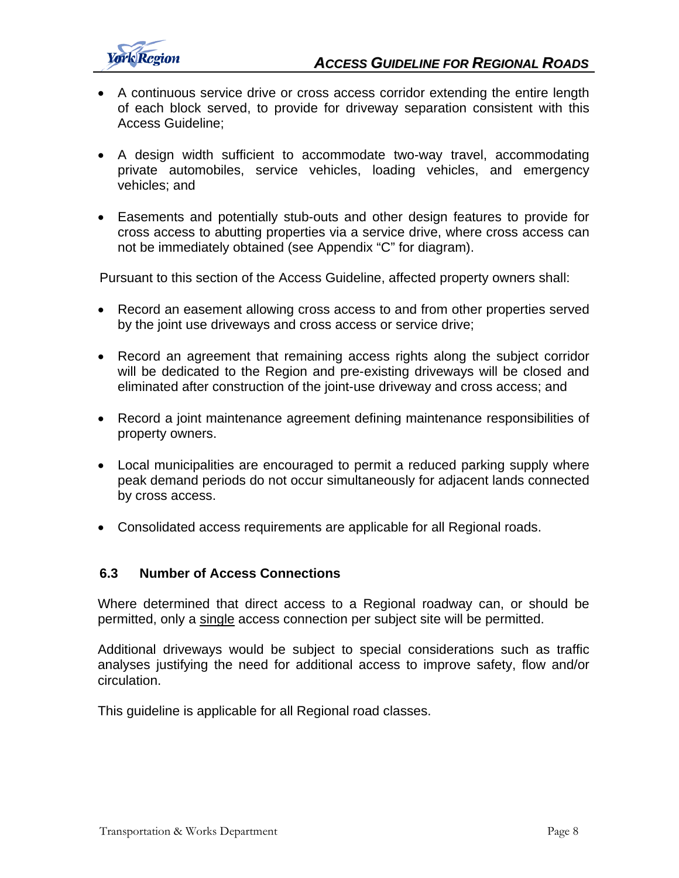- A continuous service drive or cross access corridor extending the entire length of each block served, to provide for driveway separation consistent with this Access Guideline;
- A design width sufficient to accommodate two-way travel, accommodating private automobiles, service vehicles, loading vehicles, and emergency vehicles; and
- Easements and potentially stub-outs and other design features to provide for cross access to abutting properties via a service drive, where cross access can not be immediately obtained (see Appendix "C" for diagram).

Pursuant to this section of the Access Guideline, affected property owners shall:

- Record an easement allowing cross access to and from other properties served by the joint use driveways and cross access or service drive;
- Record an agreement that remaining access rights along the subject corridor will be dedicated to the Region and pre-existing driveways will be closed and eliminated after construction of the joint-use driveway and cross access; and
- Record a joint maintenance agreement defining maintenance responsibilities of property owners.
- Local municipalities are encouraged to permit a reduced parking supply where peak demand periods do not occur simultaneously for adjacent lands connected by cross access.
- Consolidated access requirements are applicable for all Regional roads.

### 6.3 Number of Access Connections

Where determined that direct access to a Regional roadway can, or should be permitted, only a <u>single</u> access connection per subject site will be permitted.

Additional driveways would be subject to special considerations such as traffic analyses justifying the need for additional access to improve safety, flow and/or circulation.

This guideline is applicable for all Regional road classes.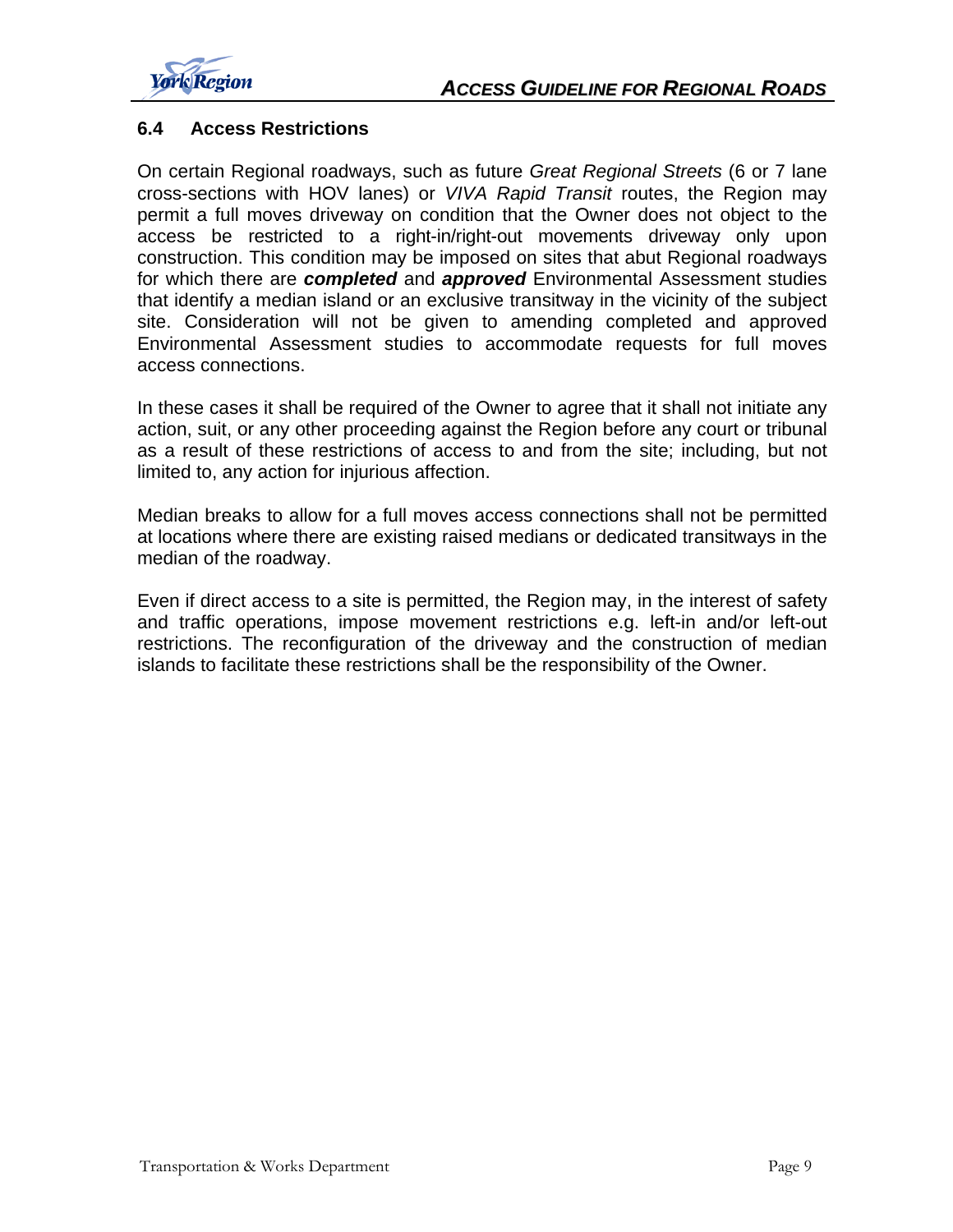### 6.4 Access Restrictions

On certain Regional roadways, such as future *Great Regional Streets* (6 or 7 lane cross-sections with HOV lanes) or *VIVA Rapid Transit* routes, the Region may permit a full moves driveway on condition that the Owner does not object to the access be restricted to a right-in/right-out movements driveway only upon construction. This condition may be imposed on sites that abut Regional roadways for which there are ***completed*** and ***approved*** Environmental Assessment studies that identify a median island or an exclusive transitway in the vicinity of the subject site. Consideration will not be given to amending completed and approved Environmental Assessment studies to accommodate requests for full moves access connections.

In these cases it shall be required of the Owner to agree that it shall not initiate any action, suit, or any other proceeding against the Region before any court or tribunal as a result of these restrictions of access to and from the site; including, but not limited to, any action for injurious affection.

Median breaks to allow for a full moves access connections shall not be permitted at locations where there are existing raised medians or dedicated transitways in the median of the roadway.

Even if direct access to a site is permitted, the Region may, in the interest of safety and traffic operations, impose movement restrictions e.g. left-in and/or left-out restrictions. The reconfiguration of the driveway and the construction of median islands to facilitate these restrictions shall be the responsibility of the Owner.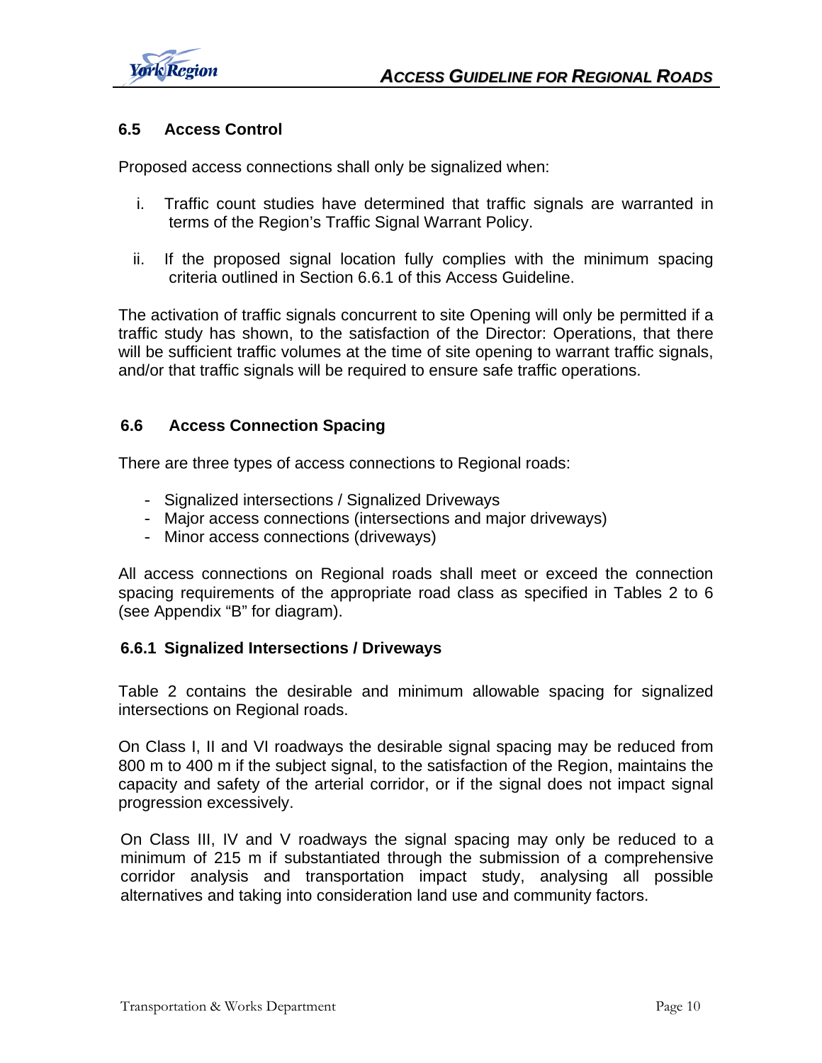## 6.5 Access Control

Proposed access connections shall only be signalized when:

i. Traffic count studies have determined that traffic signals are warranted in terms of the Region's Traffic Signal Warrant Policy.

ii. If the proposed signal location fully complies with the minimum spacing criteria outlined in Section 6.6.1 of this Access Guideline.

The activation of traffic signals concurrent to site Opening will only be permitted if a traffic study has shown, to the satisfaction of the Director: Operations, that there will be sufficient traffic volumes at the time of site opening to warrant traffic signals, and/or that traffic signals will be required to ensure safe traffic operations.

## 6.6 Access Connection Spacing

There are three types of access connections to Regional roads:

- Signalized intersections / Signalized Driveways
- Major access connections (intersections and major driveways)
- Minor access connections (driveways)

All access connections on Regional roads shall meet or exceed the connection spacing requirements of the appropriate road class as specified in Tables 2 to 6 (see Appendix "B" for diagram).

### 6.6.1 Signalized Intersections / Driveways

Table 2 contains the desirable and minimum allowable spacing for signalized intersections on Regional roads.

On Class I, II and VI roadways the desirable signal spacing may be reduced from 800 m to 400 m if the subject signal, to the satisfaction of the Region, maintains the capacity and safety of the arterial corridor, or if the signal does not impact signal progression excessively.

On Class III, IV and V roadways the signal spacing may only be reduced to a minimum of 215 m if substantiated through the submission of a comprehensive corridor analysis and transportation impact study, analysing all possible alternatives and taking into consideration land use and community factors.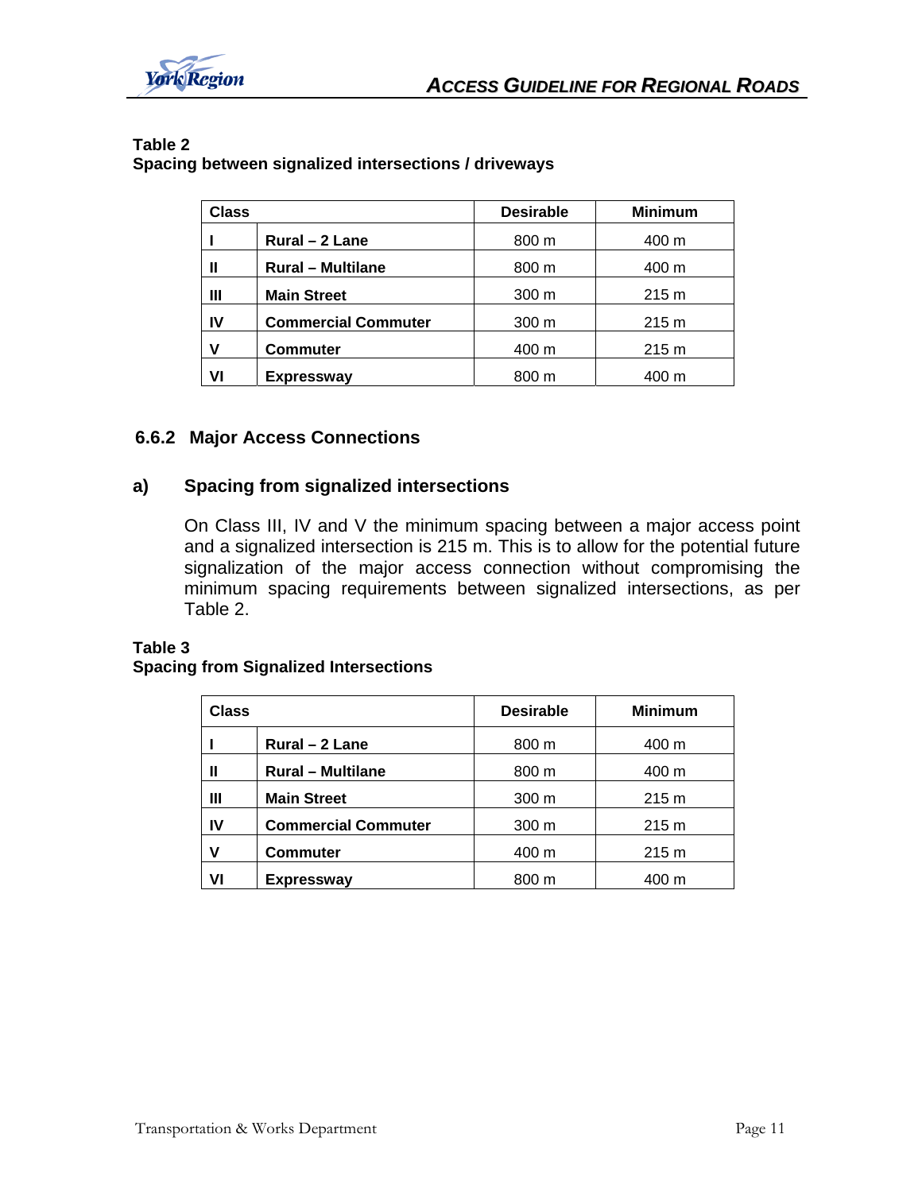**Table 2**
**Spacing between signalized intersections / driveways**

| Class | | Desirable | Minimum |
|---|---|---|---|
| **I** | **Rural – 2 Lane** | 800 m | 400 m |
| **II** | **Rural – Multilane** | 800 m | 400 m |
| **III** | **Main Street** | 300 m | 215 m |
| **IV** | **Commercial Commuter** | 300 m | 215 m |
| **V** | **Commuter** | 400 m | 215 m |
| **VI** | **Expressway** | 800 m | 400 m |

### 6.6.2 Major Access Connections

#### a) Spacing from signalized intersections

On Class III, IV and V the minimum spacing between a major access point and a signalized intersection is 215 m. This is to allow for the potential future signalization of the major access connection without compromising the minimum spacing requirements between signalized intersections, as per Table 2.

**Table 3**
**Spacing from Signalized Intersections**

| Class | | Desirable | Minimum |
|---|---|---|---|
| **I** | **Rural – 2 Lane** | 800 m | 400 m |
| **II** | **Rural – Multilane** | 800 m | 400 m |
| **III** | **Main Street** | 300 m | 215 m |
| **IV** | **Commercial Commuter** | 300 m | 215 m |
| **V** | **Commuter** | 400 m | 215 m |
| **VI** | **Expressway** | 800 m | 400 m |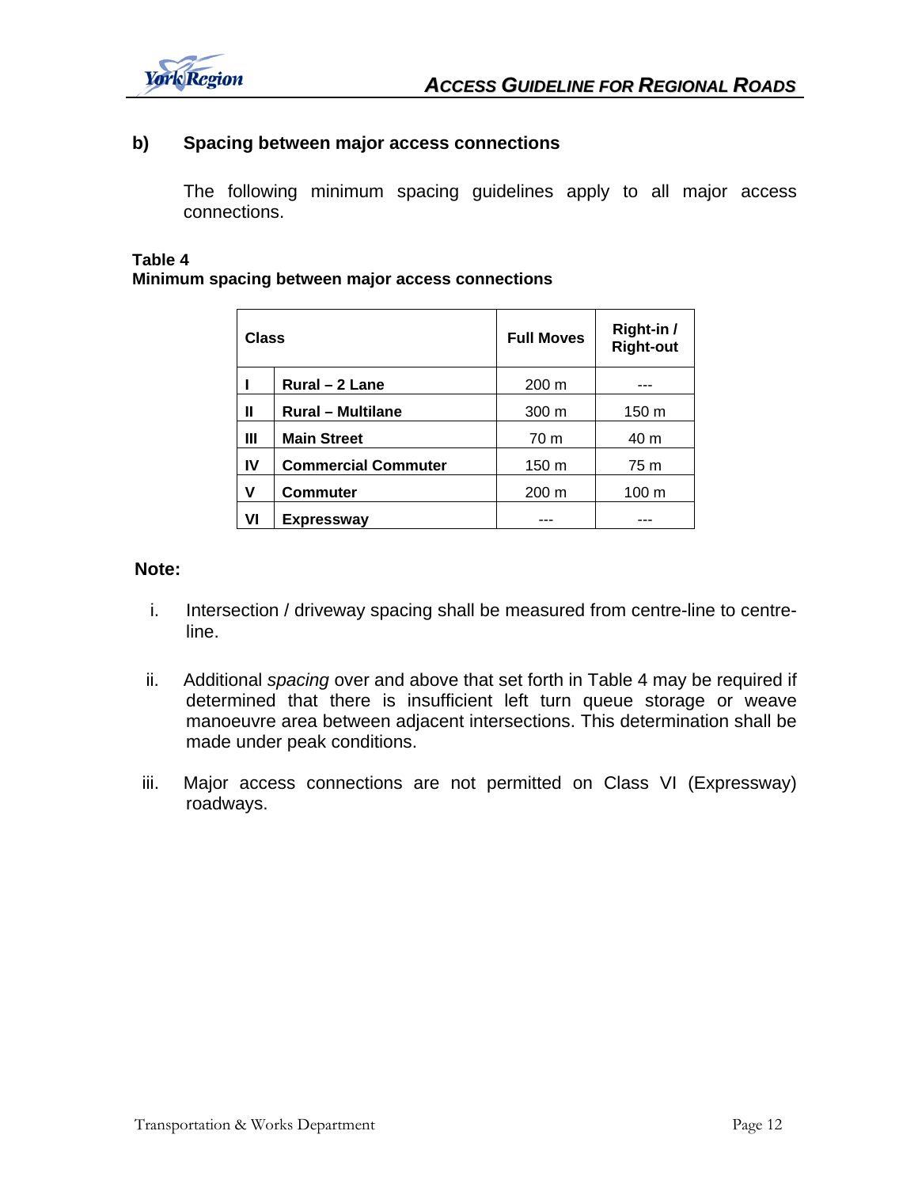### b) Spacing between major access connections

The following minimum spacing guidelines apply to all major access connections.

**Table 4**
**Minimum spacing between major access connections**

| Class | | Full Moves | Right-in / Right-out |
|---|---|---|---|
| **I** | **Rural – 2 Lane** | 200 m | --- |
| **II** | **Rural – Multilane** | 300 m | 150 m |
| **III** | **Main Street** | 70 m | 40 m |
| **IV** | **Commercial Commuter** | 150 m | 75 m |
| **V** | **Commuter** | 200 m | 100 m |
| **VI** | **Expressway** | --- | --- |

**Note:**

i. Intersection / driveway spacing shall be measured from centre-line to centre-line.

ii. Additional *spacing* over and above that set forth in Table 4 may be required if determined that there is insufficient left turn queue storage or weave manoeuvre area between adjacent intersections. This determination shall be made under peak conditions.

iii. Major access connections are not permitted on Class VI (Expressway) roadways.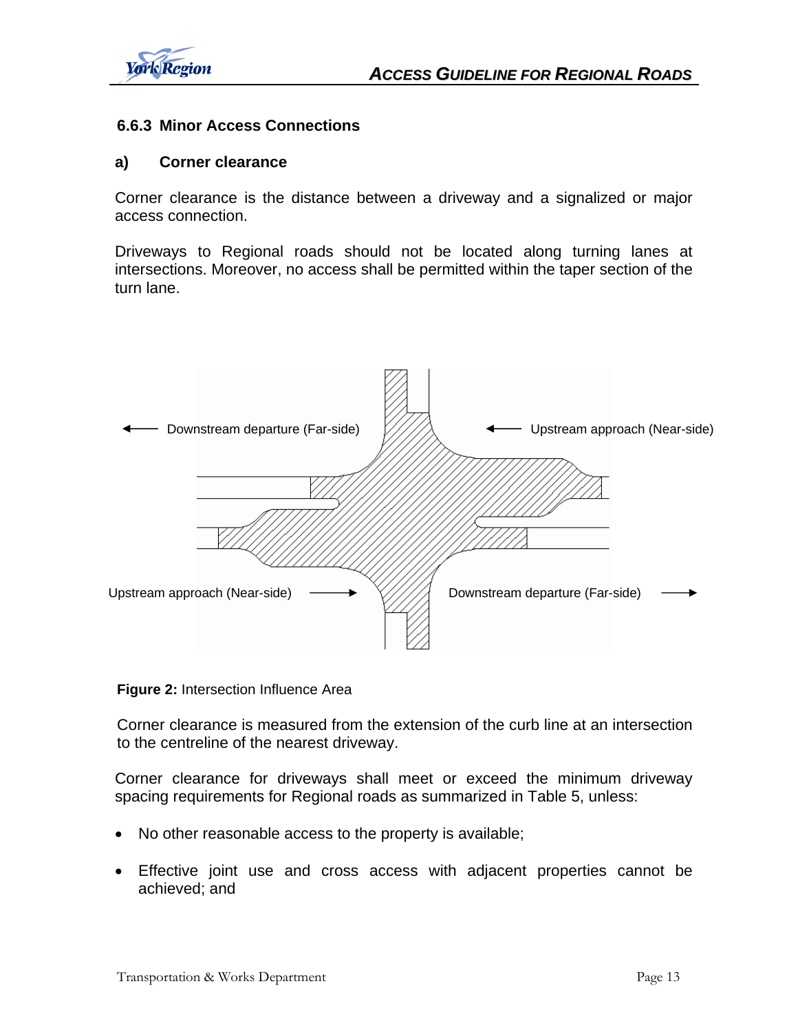### 6.6.3 Minor Access Connections

#### a) Corner clearance

Corner clearance is the distance between a driveway and a signalized or major access connection.

Driveways to Regional roads should not be located along turning lanes at intersections. Moreover, no access shall be permitted within the taper section of the turn lane.

Downstream departure (Far-side)

Upstream approach (Near-side)

Upstream approach (Near-side)

Downstream departure (Far-side)

**Figure 2:** Intersection Influence Area

Corner clearance is measured from the extension of the curb line at an intersection to the centreline of the nearest driveway.

Corner clearance for driveways shall meet or exceed the minimum driveway spacing requirements for Regional roads as summarized in Table 5, unless:

- No other reasonable access to the property is available;
- Effective joint use and cross access with adjacent properties cannot be achieved; and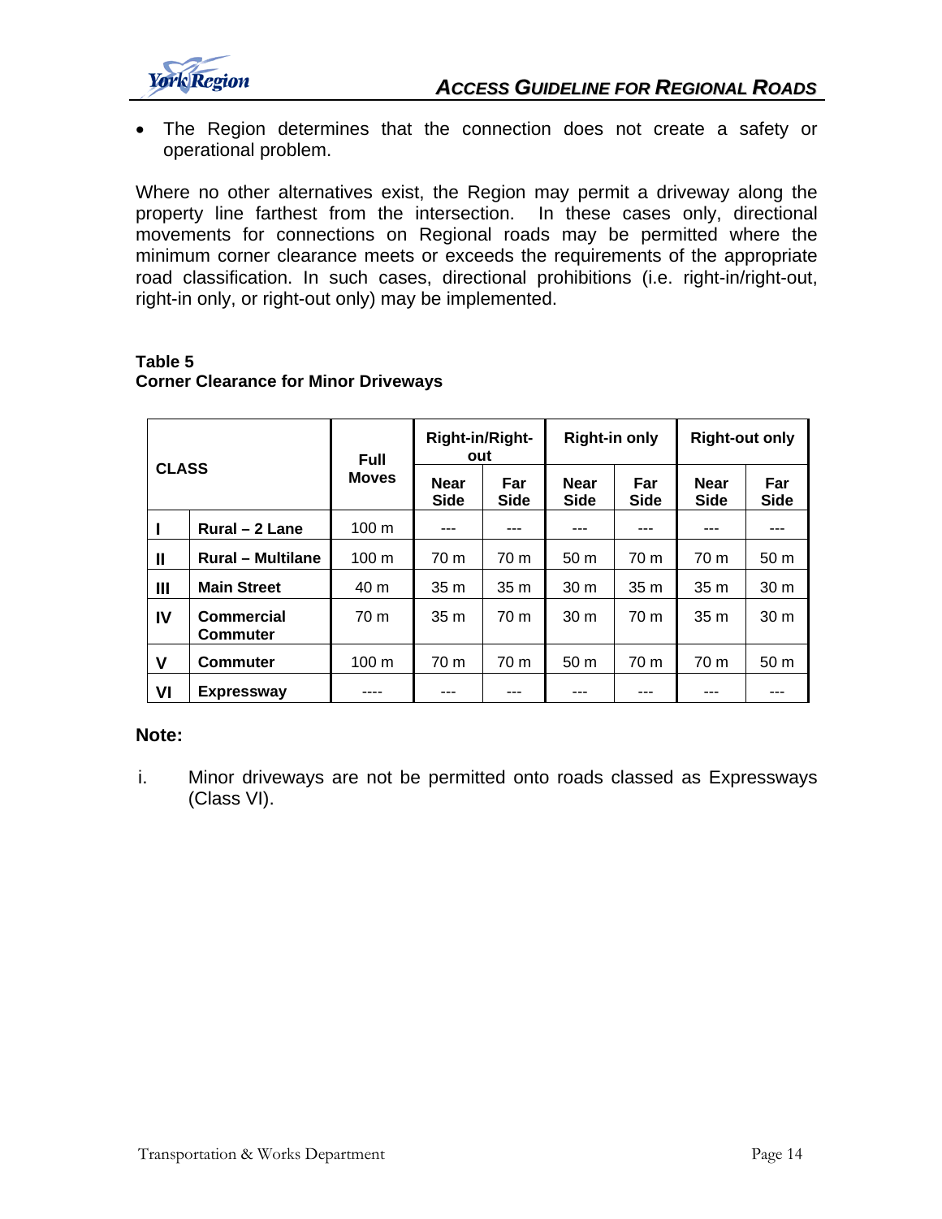- The Region determines that the connection does not create a safety or operational problem.

Where no other alternatives exist, the Region may permit a driveway along the property line farthest from the intersection. In these cases only, directional movements for connections on Regional roads may be permitted where the minimum corner clearance meets or exceeds the requirements of the appropriate road classification. In such cases, directional prohibitions (i.e. right-in/right-out, right-in only, or right-out only) may be implemented.

**Table 5**
**Corner Clearance for Minor Driveways**

| CLASS | | Full Moves | Right-in/Right-out | | Right-in only | | Right-out only | |
|---|---|---|---|---|---|---|---|---|
| | | | Near Side | Far Side | Near Side | Far Side | Near Side | Far Side |
| I | Rural – 2 Lane | 100 m | --- | --- | --- | --- | --- | --- |
| II | Rural – Multilane | 100 m | 70 m | 70 m | 50 m | 70 m | 70 m | 50 m |
| III | Main Street | 40 m | 35 m | 35 m | 30 m | 35 m | 35 m | 30 m |
| IV | Commercial Commuter | 70 m | 35 m | 70 m | 30 m | 70 m | 35 m | 30 m |
| V | Commuter | 100 m | 70 m | 70 m | 50 m | 70 m | 70 m | 50 m |
| VI | Expressway | ---- | --- | --- | --- | --- | --- | --- |

**Note:**

i. Minor driveways are not be permitted onto roads classed as Expressways (Class VI).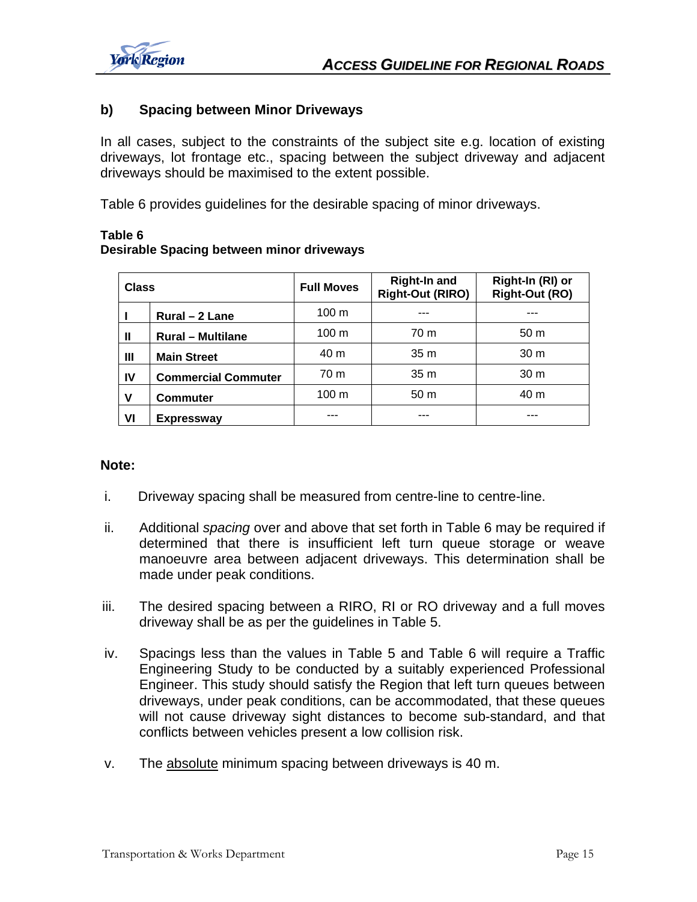### b) Spacing between Minor Driveways

In all cases, subject to the constraints of the subject site e.g. location of existing driveways, lot frontage etc., spacing between the subject driveway and adjacent driveways should be maximised to the extent possible.

Table 6 provides guidelines for the desirable spacing of minor driveways.

**Table 6**
**Desirable Spacing between minor driveways**

| Class | | Full Moves | Right-In and Right-Out (RIRO) | Right-In (RI) or Right-Out (RO) |
|---|---|---|---|---|
| I | Rural – 2 Lane | 100 m | --- | --- |
| II | Rural – Multilane | 100 m | 70 m | 50 m |
| III | Main Street | 40 m | 35 m | 30 m |
| IV | Commercial Commuter | 70 m | 35 m | 30 m |
| V | Commuter | 100 m | 50 m | 40 m |
| VI | Expressway | --- | --- | --- |

**Note:**

i. Driveway spacing shall be measured from centre-line to centre-line.

ii. Additional *spacing* over and above that set forth in Table 6 may be required if determined that there is insufficient left turn queue storage or weave manoeuvre area between adjacent driveways. This determination shall be made under peak conditions.

iii. The desired spacing between a RIRO, RI or RO driveway and a full moves driveway shall be as per the guidelines in Table 5.

iv. Spacings less than the values in Table 5 and Table 6 will require a Traffic Engineering Study to be conducted by a suitably experienced Professional Engineer. This study should satisfy the Region that left turn queues between driveways, under peak conditions, can be accommodated, that these queues will not cause driveway sight distances to become sub-standard, and that conflicts between vehicles present a low collision risk.

v. The <u>absolute</u> minimum spacing between driveways is 40 m.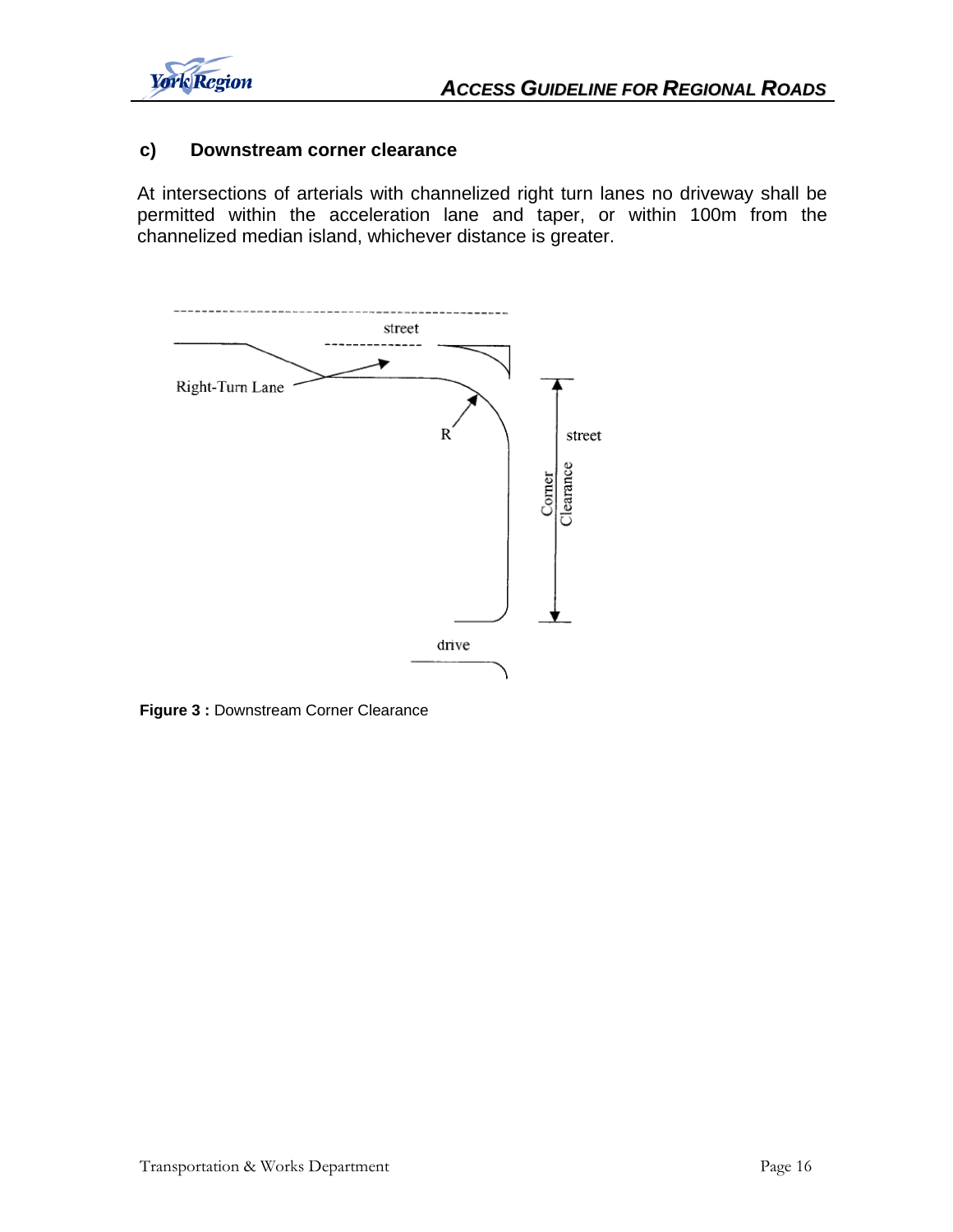### c) Downstream corner clearance

At intersections of arterials with channelized right turn lanes no driveway shall be permitted within the acceleration lane and taper, or within 100m from the channelized median island, whichever distance is greater.

**Figure 3 :** Downstream Corner Clearance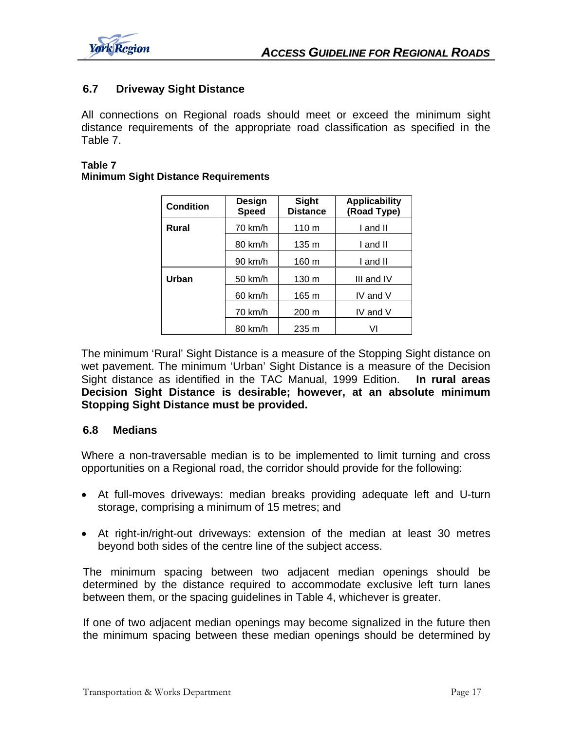## 6.7 Driveway Sight Distance

All connections on Regional roads should meet or exceed the minimum sight distance requirements of the appropriate road classification as specified in the Table 7.

**Table 7**
**Minimum Sight Distance Requirements**

| Condition | Design Speed | Sight Distance | Applicability (Road Type) |
|---|---|---|---|
| **Rural** | 70 km/h | 110 m | I and II |
| | 80 km/h | 135 m | I and II |
| | 90 km/h | 160 m | I and II |
| **Urban** | 50 km/h | 130 m | III and IV |
| | 60 km/h | 165 m | IV and V |
| | 70 km/h | 200 m | IV and V |
| | 80 km/h | 235 m | VI |

The minimum 'Rural' Sight Distance is a measure of the Stopping Sight distance on wet pavement. The minimum 'Urban' Sight Distance is a measure of the Decision Sight distance as identified in the TAC Manual, 1999 Edition. **In rural areas Decision Sight Distance is desirable; however, at an absolute minimum Stopping Sight Distance must be provided.**

## 6.8 Medians

Where a non-traversable median is to be implemented to limit turning and cross opportunities on a Regional road, the corridor should provide for the following:

- At full-moves driveways: median breaks providing adequate left and U-turn storage, comprising a minimum of 15 metres; and
- At right-in/right-out driveways: extension of the median at least 30 metres beyond both sides of the centre line of the subject access.

The minimum spacing between two adjacent median openings should be determined by the distance required to accommodate exclusive left turn lanes between them, or the spacing guidelines in Table 4, whichever is greater.

If one of two adjacent median openings may become signalized in the future then the minimum spacing between these median openings should be determined by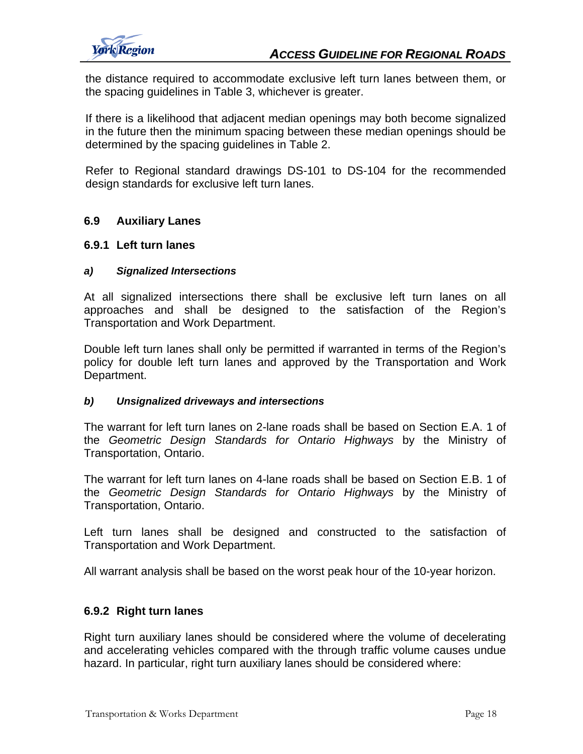the distance required to accommodate exclusive left turn lanes between them, or the spacing guidelines in Table 3, whichever is greater.

If there is a likelihood that adjacent median openings may both become signalized in the future then the minimum spacing between these median openings should be determined by the spacing guidelines in Table 2.

Refer to Regional standard drawings DS-101 to DS-104 for the recommended design standards for exclusive left turn lanes.

## 6.9 Auxiliary Lanes

### 6.9.1 Left turn lanes

#### *a) Signalized Intersections*

At all signalized intersections there shall be exclusive left turn lanes on all approaches and shall be designed to the satisfaction of the Region's Transportation and Work Department.

Double left turn lanes shall only be permitted if warranted in terms of the Region's policy for double left turn lanes and approved by the Transportation and Work Department.

#### *b) Unsignalized driveways and intersections*

The warrant for left turn lanes on 2-lane roads shall be based on Section E.A. 1 of the *Geometric Design Standards for Ontario Highways* by the Ministry of Transportation, Ontario.

The warrant for left turn lanes on 4-lane roads shall be based on Section E.B. 1 of the *Geometric Design Standards for Ontario Highways* by the Ministry of Transportation, Ontario.

Left turn lanes shall be designed and constructed to the satisfaction of Transportation and Work Department.

All warrant analysis shall be based on the worst peak hour of the 10-year horizon.

### 6.9.2 Right turn lanes

Right turn auxiliary lanes should be considered where the volume of decelerating and accelerating vehicles compared with the through traffic volume causes undue hazard. In particular, right turn auxiliary lanes should be considered where: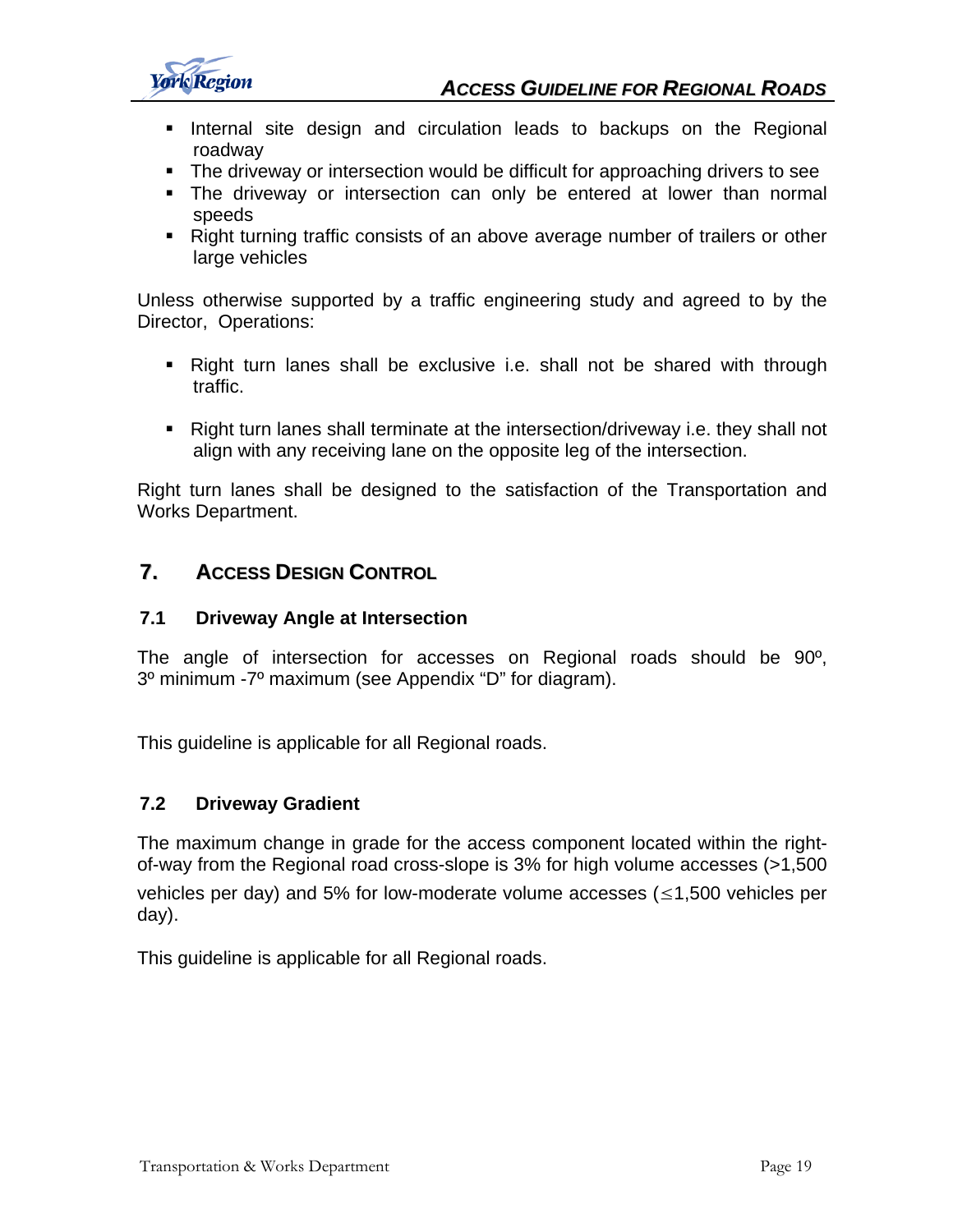- Internal site design and circulation leads to backups on the Regional roadway
- The driveway or intersection would be difficult for approaching drivers to see
- The driveway or intersection can only be entered at lower than normal speeds
- Right turning traffic consists of an above average number of trailers or other large vehicles

Unless otherwise supported by a traffic engineering study and agreed to by the Director, Operations:

- Right turn lanes shall be exclusive i.e. shall not be shared with through traffic.

- Right turn lanes shall terminate at the intersection/driveway i.e. they shall not align with any receiving lane on the opposite leg of the intersection.

Right turn lanes shall be designed to the satisfaction of the Transportation and Works Department.

## 7. ACCESS DESIGN CONTROL

### 7.1 Driveway Angle at Intersection

The angle of intersection for accesses on Regional roads should be 90º, 3º minimum -7º maximum (see Appendix "D" for diagram).

This guideline is applicable for all Regional roads.

### 7.2 Driveway Gradient

The maximum change in grade for the access component located within the right-of-way from the Regional road cross-slope is 3% for high volume accesses (>1,500 vehicles per day) and 5% for low-moderate volume accesses (≤1,500 vehicles per day).

This guideline is applicable for all Regional roads.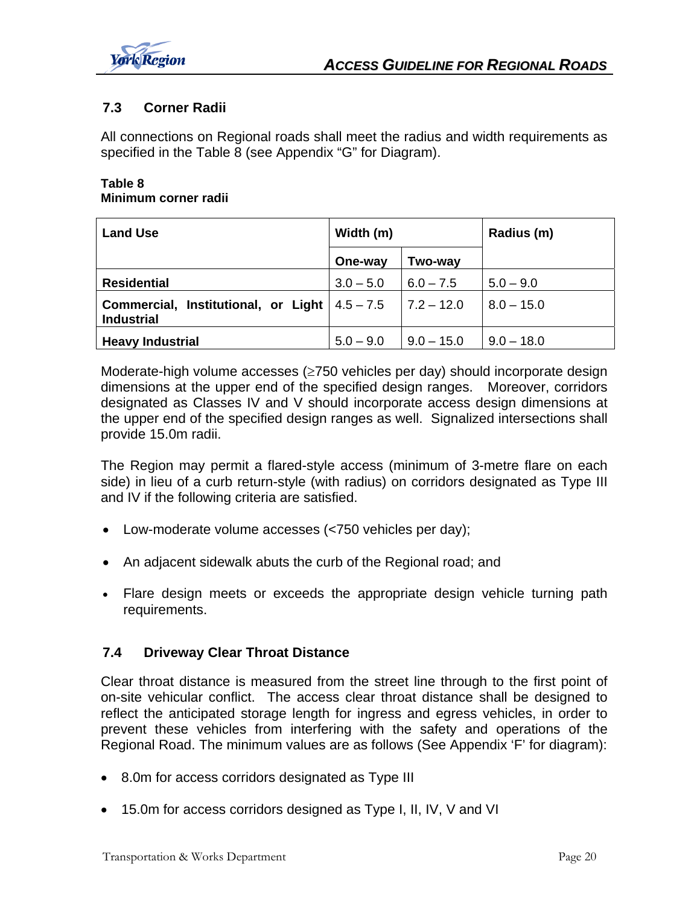## 7.3 Corner Radii

All connections on Regional roads shall meet the radius and width requirements as specified in the Table 8 (see Appendix "G" for Diagram).

**Table 8**
**Minimum corner radii**

| Land Use | Width (m) | | Radius (m) |
|---|---|---|---|
| | One-way | Two-way | |
| **Residential** | 3.0 – 5.0 | 6.0 – 7.5 | 5.0 – 9.0 |
| **Commercial, Institutional, or Light Industrial** | 4.5 – 7.5 | 7.2 – 12.0 | 8.0 – 15.0 |
| **Heavy Industrial** | 5.0 – 9.0 | 9.0 – 15.0 | 9.0 – 18.0 |

Moderate-high volume accesses (≥750 vehicles per day) should incorporate design dimensions at the upper end of the specified design ranges. Moreover, corridors designated as Classes IV and V should incorporate access design dimensions at the upper end of the specified design ranges as well. Signalized intersections shall provide 15.0m radii.

The Region may permit a flared-style access (minimum of 3-metre flare on each side) in lieu of a curb return-style (with radius) on corridors designated as Type III and IV if the following criteria are satisfied.

- Low-moderate volume accesses (<750 vehicles per day);
- An adjacent sidewalk abuts the curb of the Regional road; and
- Flare design meets or exceeds the appropriate design vehicle turning path requirements.

## 7.4 Driveway Clear Throat Distance

Clear throat distance is measured from the street line through to the first point of on-site vehicular conflict. The access clear throat distance shall be designed to reflect the anticipated storage length for ingress and egress vehicles, in order to prevent these vehicles from interfering with the safety and operations of the Regional Road. The minimum values are as follows (See Appendix 'F' for diagram):

- 8.0m for access corridors designated as Type III
- 15.0m for access corridors designed as Type I, II, IV, V and VI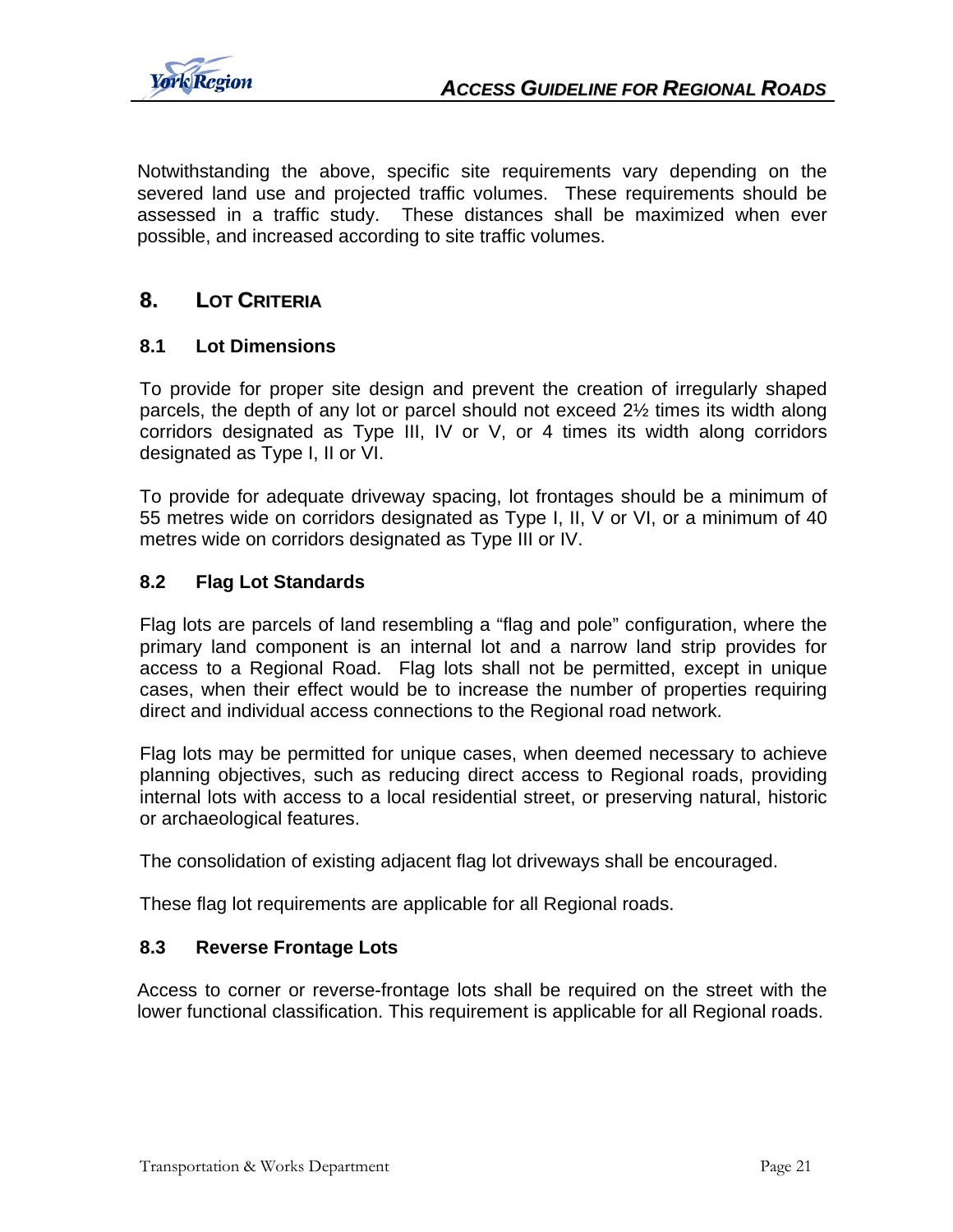Notwithstanding the above, specific site requirements vary depending on the severed land use and projected traffic volumes. These requirements should be assessed in a traffic study. These distances shall be maximized when ever possible, and increased according to site traffic volumes.

# 8. LOT CRITERIA

## 8.1 Lot Dimensions

To provide for proper site design and prevent the creation of irregularly shaped parcels, the depth of any lot or parcel should not exceed 2½ times its width along corridors designated as Type III, IV or V, or 4 times its width along corridors designated as Type I, II or VI.

To provide for adequate driveway spacing, lot frontages should be a minimum of 55 metres wide on corridors designated as Type I, II, V or VI, or a minimum of 40 metres wide on corridors designated as Type III or IV.

## 8.2 Flag Lot Standards

Flag lots are parcels of land resembling a "flag and pole" configuration, where the primary land component is an internal lot and a narrow land strip provides for access to a Regional Road. Flag lots shall not be permitted, except in unique cases, when their effect would be to increase the number of properties requiring direct and individual access connections to the Regional road network.

Flag lots may be permitted for unique cases, when deemed necessary to achieve planning objectives, such as reducing direct access to Regional roads, providing internal lots with access to a local residential street, or preserving natural, historic or archaeological features.

The consolidation of existing adjacent flag lot driveways shall be encouraged.

These flag lot requirements are applicable for all Regional roads.

## 8.3 Reverse Frontage Lots

Access to corner or reverse-frontage lots shall be required on the street with the lower functional classification. This requirement is applicable for all Regional roads.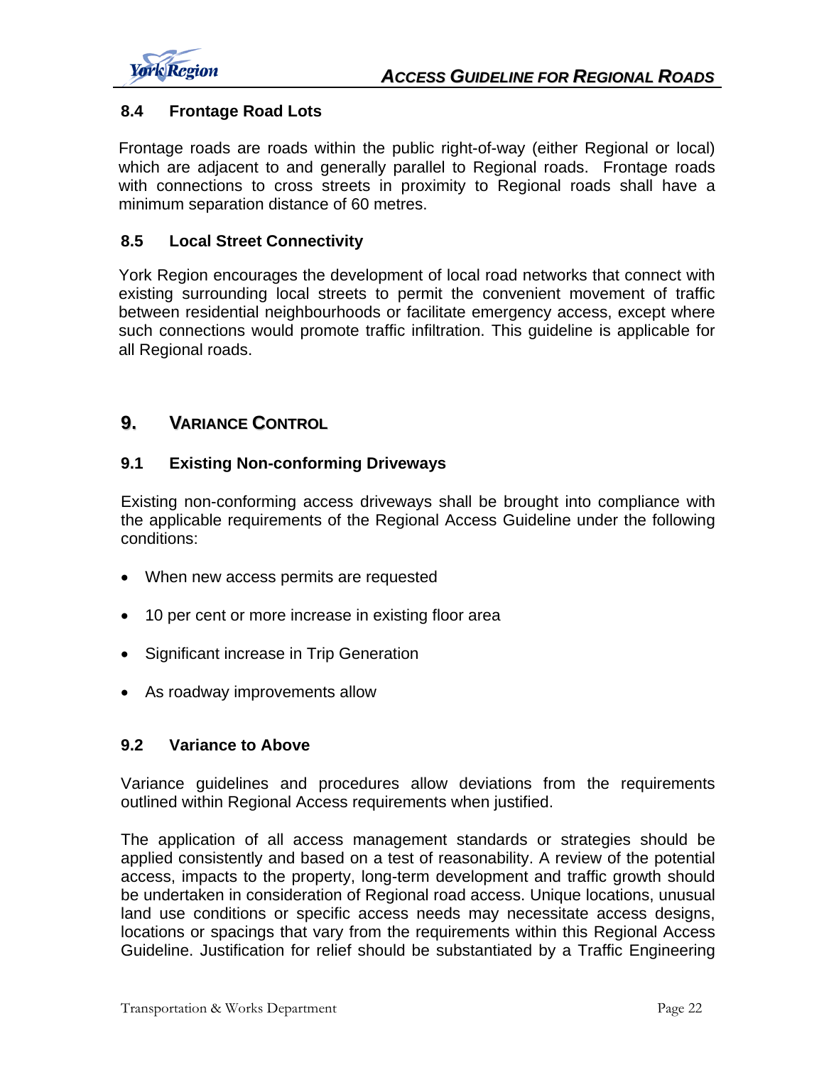### 8.4 Frontage Road Lots

Frontage roads are roads within the public right-of-way (either Regional or local) which are adjacent to and generally parallel to Regional roads. Frontage roads with connections to cross streets in proximity to Regional roads shall have a minimum separation distance of 60 metres.

### 8.5 Local Street Connectivity

York Region encourages the development of local road networks that connect with existing surrounding local streets to permit the convenient movement of traffic between residential neighbourhoods or facilitate emergency access, except where such connections would promote traffic infiltration. This guideline is applicable for all Regional roads.

## 9. VARIANCE CONTROL

### 9.1 Existing Non-conforming Driveways

Existing non-conforming access driveways shall be brought into compliance with the applicable requirements of the Regional Access Guideline under the following conditions:

- When new access permits are requested
- 10 per cent or more increase in existing floor area
- Significant increase in Trip Generation
- As roadway improvements allow

### 9.2 Variance to Above

Variance guidelines and procedures allow deviations from the requirements outlined within Regional Access requirements when justified.

The application of all access management standards or strategies should be applied consistently and based on a test of reasonability. A review of the potential access, impacts to the property, long-term development and traffic growth should be undertaken in consideration of Regional road access. Unique locations, unusual land use conditions or specific access needs may necessitate access designs, locations or spacings that vary from the requirements within this Regional Access Guideline. Justification for relief should be substantiated by a Traffic Engineering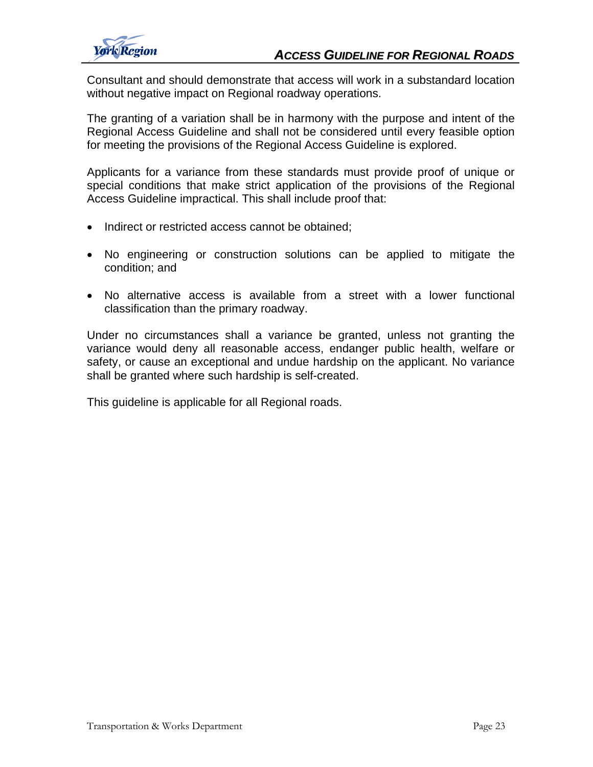Consultant and should demonstrate that access will work in a substandard location without negative impact on Regional roadway operations.

The granting of a variation shall be in harmony with the purpose and intent of the Regional Access Guideline and shall not be considered until every feasible option for meeting the provisions of the Regional Access Guideline is explored.

Applicants for a variance from these standards must provide proof of unique or special conditions that make strict application of the provisions of the Regional Access Guideline impractical. This shall include proof that:

- Indirect or restricted access cannot be obtained;
- No engineering or construction solutions can be applied to mitigate the condition; and
- No alternative access is available from a street with a lower functional classification than the primary roadway.

Under no circumstances shall a variance be granted, unless not granting the variance would deny all reasonable access, endanger public health, welfare or safety, or cause an exceptional and undue hardship on the applicant. No variance shall be granted where such hardship is self-created.

This guideline is applicable for all Regional roads.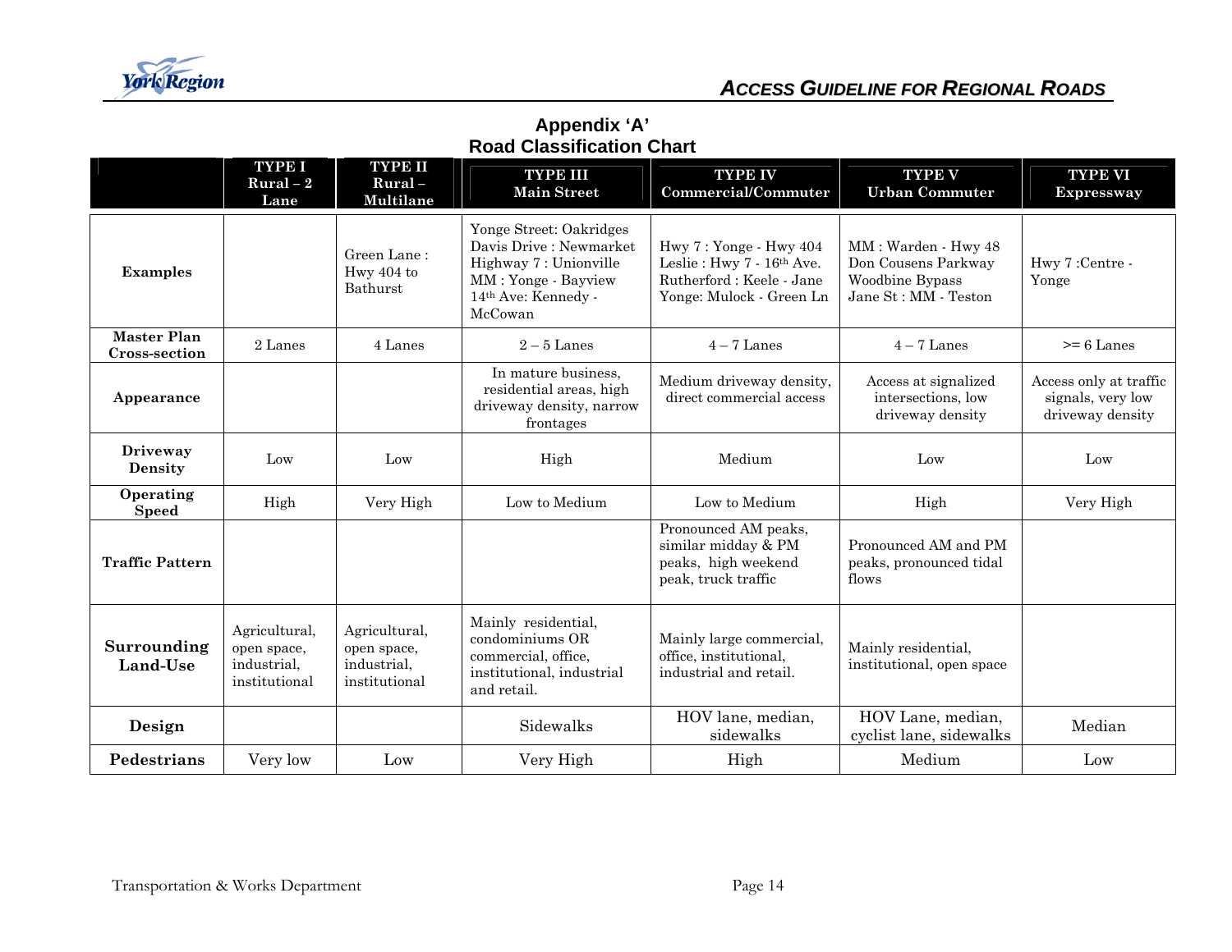# Appendix 'A'
## Road Classification Chart

| | TYPE I Rural – 2 Lane | TYPE II Rural – Multilane | TYPE III Main Street | TYPE IV Commercial/Commuter | TYPE V Urban Commuter | TYPE VI Expressway |
|---|---|---|---|---|---|---|
| **Examples** | | Green Lane : Hwy 404 to Bathurst | Yonge Street: Oakridges<br>Davis Drive : Newmarket<br>Highway 7 : Unionville<br>MM : Yonge - Bayview<br>14th Ave: Kennedy - McCowan | Hwy 7 : Yonge - Hwy 404<br>Leslie : Hwy 7 - 16th Ave.<br>Rutherford : Keele - Jane<br>Yonge: Mulock - Green Ln | MM : Warden - Hwy 48<br>Don Cousens Parkway<br>Woodbine Bypass<br>Jane St : MM - Teston | Hwy 7 :Centre - Yonge |
| **Master Plan Cross-section** | 2 Lanes | 4 Lanes | 2 – 5 Lanes | 4 – 7 Lanes | 4 – 7 Lanes | >= 6 Lanes |
| **Appearance** | | | In mature business, residential areas, high driveway density, narrow frontages | Medium driveway density, direct commercial access | Access at signalized intersections, low driveway density | Access only at traffic signals, very low driveway density |
| **Driveway Density** | Low | Low | High | Medium | Low | Low |
| **Operating Speed** | High | Very High | Low to Medium | Low to Medium | High | Very High |
| **Traffic Pattern** | | | | Pronounced AM peaks, similar midday & PM peaks, high weekend peak, truck traffic | Pronounced AM and PM peaks, pronounced tidal flows | |
| **Surrounding Land-Use** | Agricultural, open space, industrial, institutional | Agricultural, open space, industrial, institutional | Mainly residential, condominiums OR commercial, office, institutional, industrial and retail. | Mainly large commercial, office, institutional, industrial and retail. | Mainly residential, institutional, open space | |
| **Design** | | | Sidewalks | HOV lane, median, sidewalks | HOV Lane, median, cyclist lane, sidewalks | Median |
| **Pedestrians** | Very low | Low | Very High | High | Medium | Low |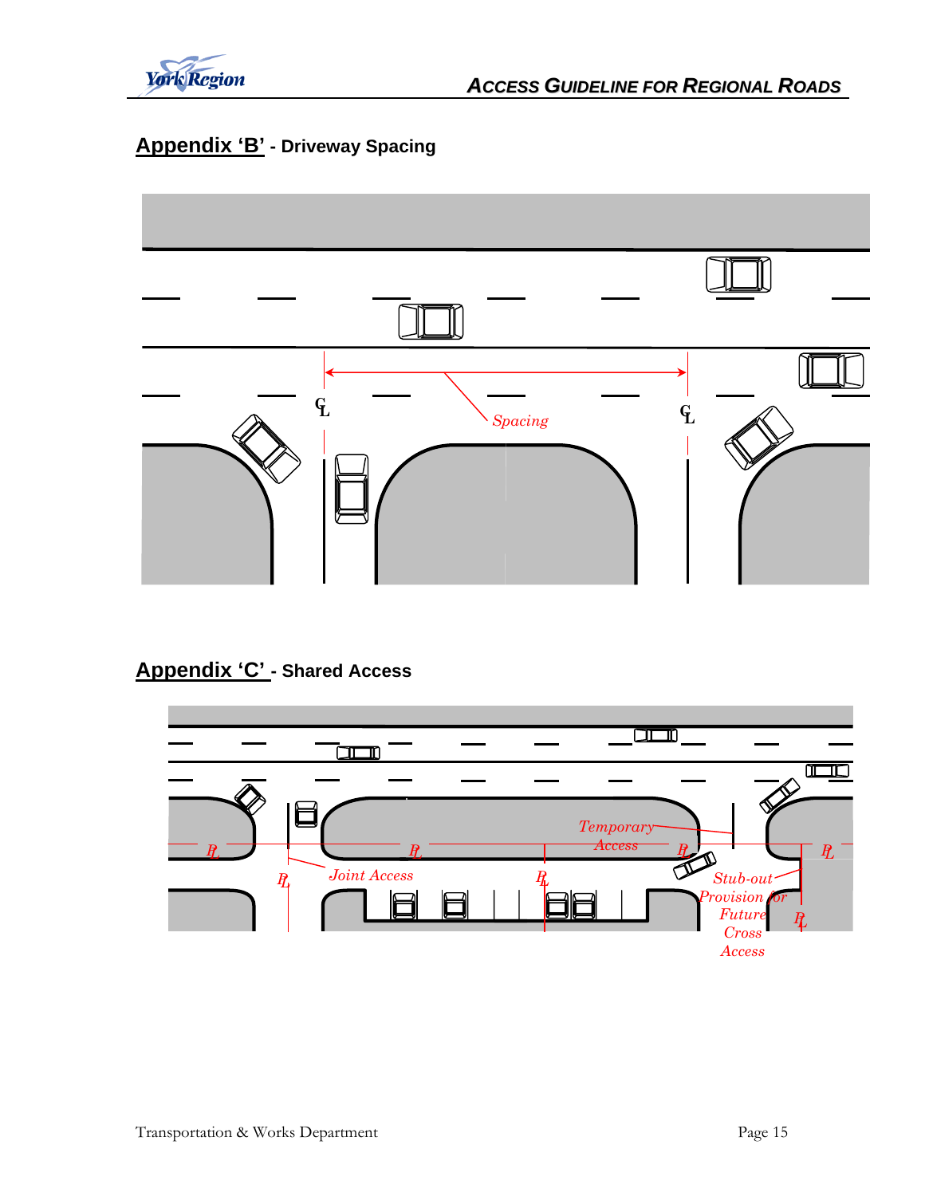## Appendix 'B' - Driveway Spacing

## Appendix 'C' - Shared Access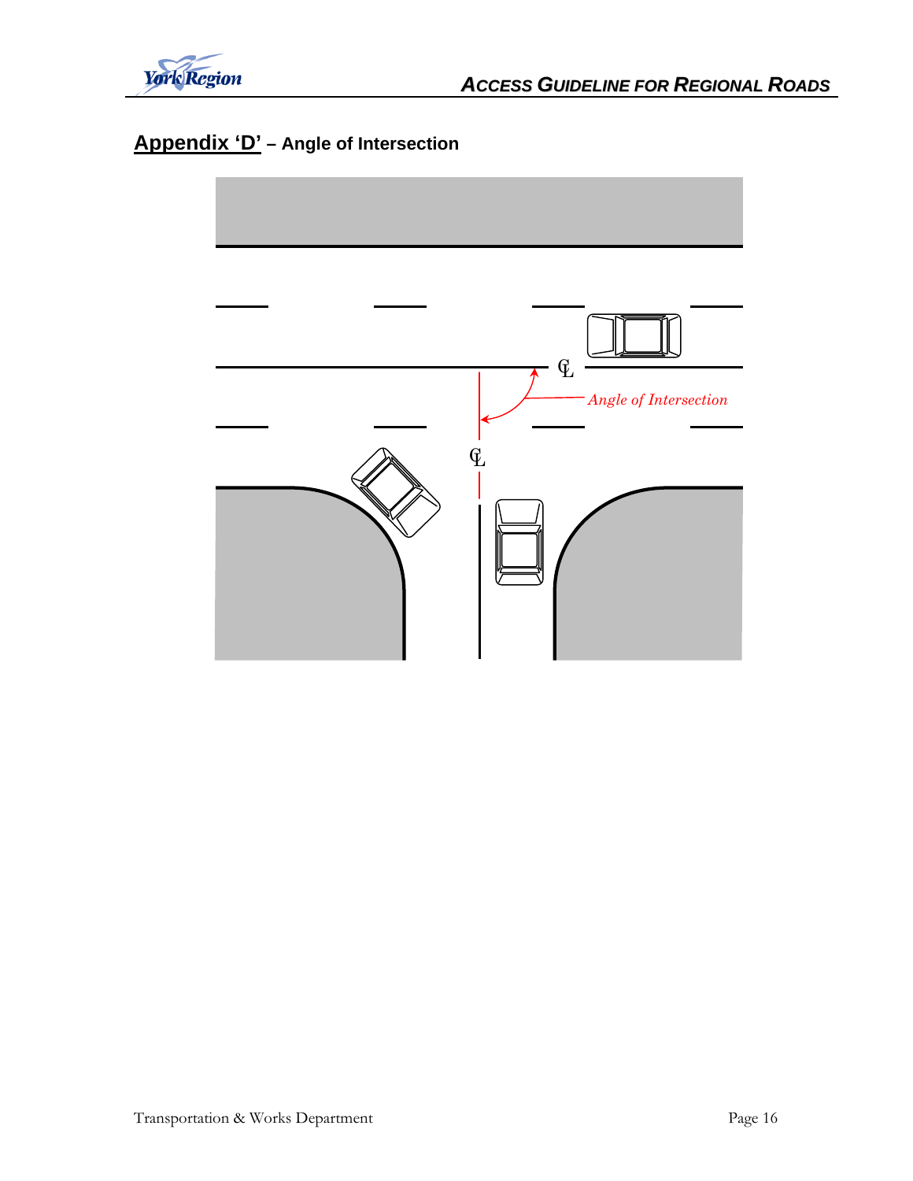## Appendix 'D' – Angle of Intersection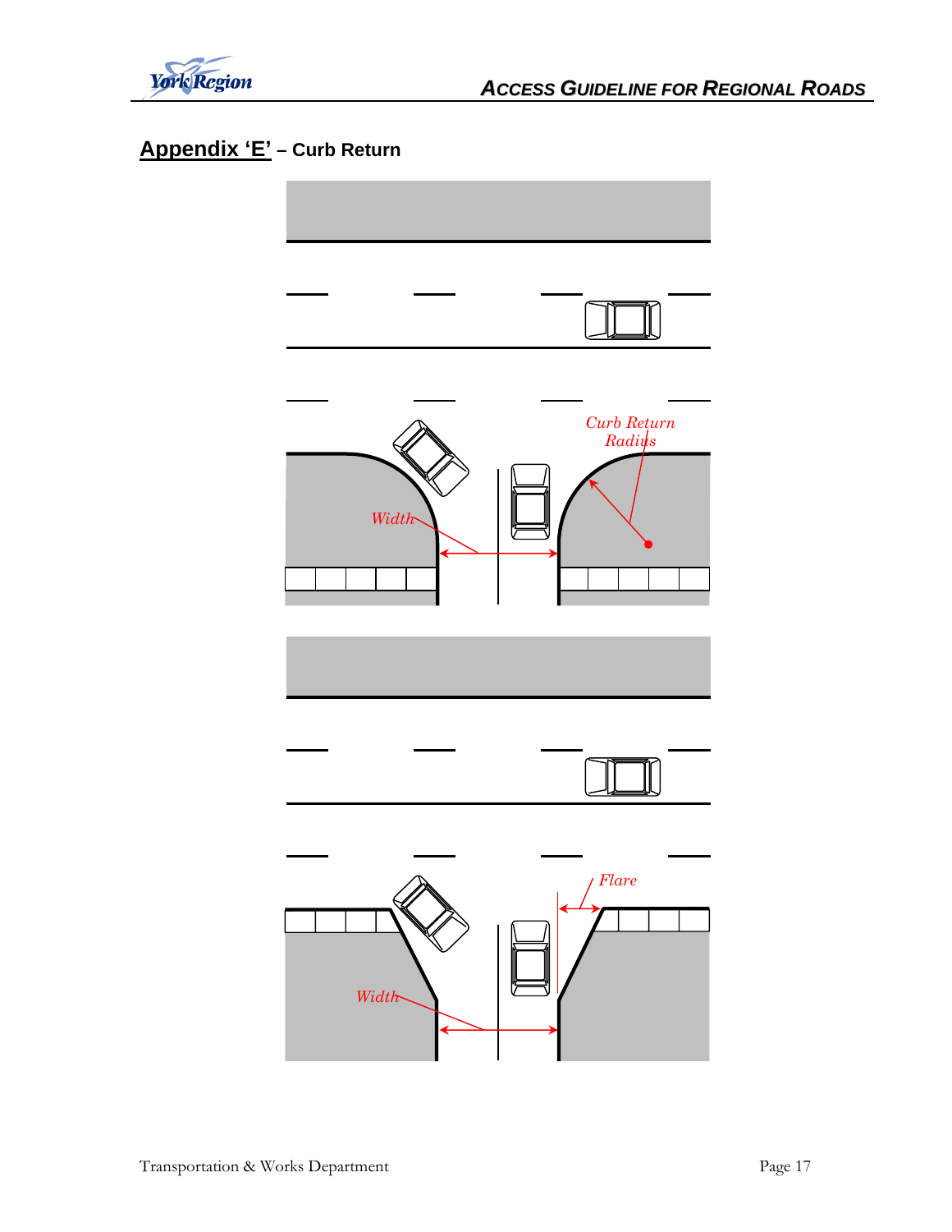## Appendix 'E' – Curb Return

Curb Return Radius

Width

Flare

Width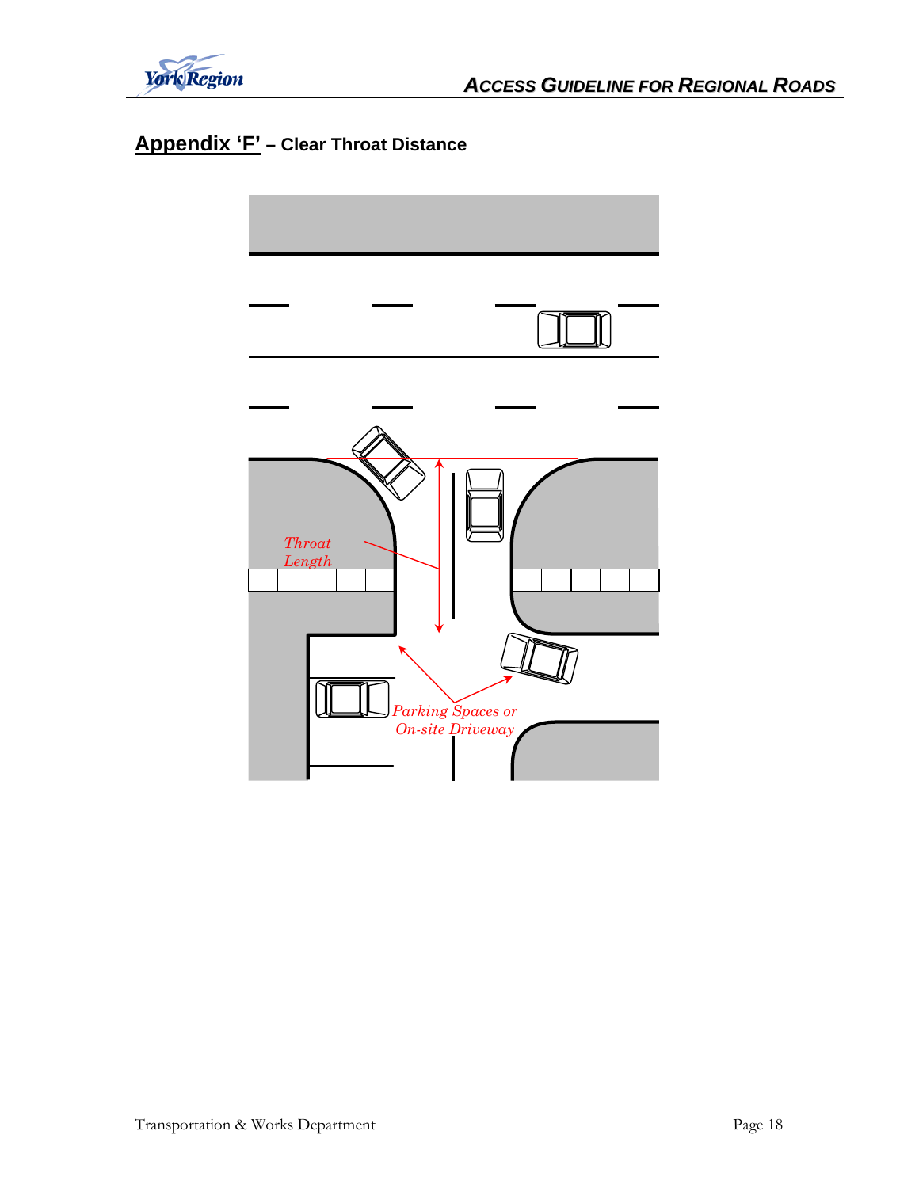## Appendix 'F' – Clear Throat Distance

Throat Length

Parking Spaces or On-site Driveway